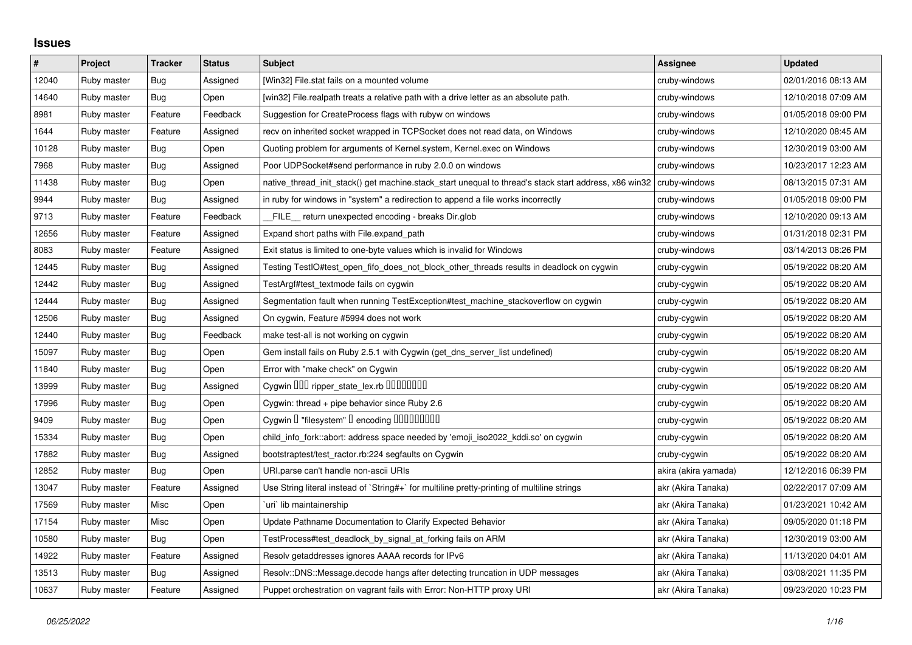## Issues

| # | Project | Tracker | Status | Subject | Assignee | Updated |
|---|---|---|---|---|---|---|
| 12040 | Ruby master | Bug | Assigned | [Win32] File.stat fails on a mounted volume | cruby-windows | 02/01/2016 08:13 AM |
| 14640 | Ruby master | Bug | Open | [win32] File.realpath treats a relative path with a drive letter as an absolute path. | cruby-windows | 12/10/2018 07:09 AM |
| 8981 | Ruby master | Feature | Feedback | Suggestion for CreateProcess flags with rubyw on windows | cruby-windows | 01/05/2018 09:00 PM |
| 1644 | Ruby master | Feature | Assigned | recv on inherited socket wrapped in TCPSocket does not read data, on Windows | cruby-windows | 12/10/2020 08:45 AM |
| 10128 | Ruby master | Bug | Open | Quoting problem for arguments of Kernel.system, Kernel.exec on Windows | cruby-windows | 12/30/2019 03:00 AM |
| 7968 | Ruby master | Bug | Assigned | Poor UDPSocket#send performance in ruby 2.0.0 on windows | cruby-windows | 10/23/2017 12:23 AM |
| 11438 | Ruby master | Bug | Open | native_thread_init_stack() get machine.stack_start unequal to thread's stack start address, x86 win32 | cruby-windows | 08/13/2015 07:31 AM |
| 9944 | Ruby master | Bug | Assigned | in ruby for windows in "system" a redirection to append a file works incorrectly | cruby-windows | 01/05/2018 09:00 PM |
| 9713 | Ruby master | Feature | Feedback | __FILE__ return unexpected encoding - breaks Dir.glob | cruby-windows | 12/10/2020 09:13 AM |
| 12656 | Ruby master | Feature | Assigned | Expand short paths with File.expand_path | cruby-windows | 01/31/2018 02:31 PM |
| 8083 | Ruby master | Feature | Assigned | Exit status is limited to one-byte values which is invalid for Windows | cruby-windows | 03/14/2013 08:26 PM |
| 12445 | Ruby master | Bug | Assigned | Testing TestIO#test_open_fifo_does_not_block_other_threads results in deadlock on cygwin | cruby-cygwin | 05/19/2022 08:20 AM |
| 12442 | Ruby master | Bug | Assigned | TestArgf#test_textmode fails on cygwin | cruby-cygwin | 05/19/2022 08:20 AM |
| 12444 | Ruby master | Bug | Assigned | Segmentation fault when running TestException#test_machine_stackoverflow on cygwin | cruby-cygwin | 05/19/2022 08:20 AM |
| 12506 | Ruby master | Bug | Assigned | On cygwin, Feature #5994 does not work | cruby-cygwin | 05/19/2022 08:20 AM |
| 12440 | Ruby master | Bug | Feedback | make test-all is not working on cygwin | cruby-cygwin | 05/19/2022 08:20 AM |
| 15097 | Ruby master | Bug | Open | Gem install fails on Ruby 2.5.1 with Cygwin (get_dns_server_list undefined) | cruby-cygwin | 05/19/2022 08:20 AM |
| 11840 | Ruby master | Bug | Open | Error with "make check" on Cygwin | cruby-cygwin | 05/19/2022 08:20 AM |
| 13999 | Ruby master | Bug | Assigned | Cygwin ??? ripper_state_lex.rb ???????? | cruby-cygwin | 05/19/2022 08:20 AM |
| 17996 | Ruby master | Bug | Open | Cygwin: thread + pipe behavior since Ruby 2.6 | cruby-cygwin | 05/19/2022 08:20 AM |
| 9409 | Ruby master | Bug | Open | Cygwin ? "filesystem" ? encoding ????????? | cruby-cygwin | 05/19/2022 08:20 AM |
| 15334 | Ruby master | Bug | Open | child_info_fork::abort: address space needed by 'emoji_iso2022_kddi.so' on cygwin | cruby-cygwin | 05/19/2022 08:20 AM |
| 17882 | Ruby master | Bug | Assigned | bootstraptest/test_ractor.rb:224 segfaults on Cygwin | cruby-cygwin | 05/19/2022 08:20 AM |
| 12852 | Ruby master | Bug | Open | URI.parse can't handle non-ascii URIs | akira (akira yamada) | 12/12/2016 06:39 PM |
| 13047 | Ruby master | Feature | Assigned | Use String literal instead of `String#+` for multiline pretty-printing of multiline strings | akr (Akira Tanaka) | 02/22/2017 07:09 AM |
| 17569 | Ruby master | Misc | Open | `uri` lib maintainership | akr (Akira Tanaka) | 01/23/2021 10:42 AM |
| 17154 | Ruby master | Misc | Open | Update Pathname Documentation to Clarify Expected Behavior | akr (Akira Tanaka) | 09/05/2020 01:18 PM |
| 10580 | Ruby master | Bug | Open | TestProcess#test_deadlock_by_signal_at_forking fails on ARM | akr (Akira Tanaka) | 12/30/2019 03:00 AM |
| 14922 | Ruby master | Feature | Assigned | Resolv getaddresses ignores AAAA records for IPv6 | akr (Akira Tanaka) | 11/13/2020 04:01 AM |
| 13513 | Ruby master | Bug | Assigned | Resolv::DNS::Message.decode hangs after detecting truncation in UDP messages | akr (Akira Tanaka) | 03/08/2021 11:35 PM |
| 10637 | Ruby master | Feature | Assigned | Puppet orchestration on vagrant fails with Error: Non-HTTP proxy URI | akr (Akira Tanaka) | 09/23/2020 10:23 PM |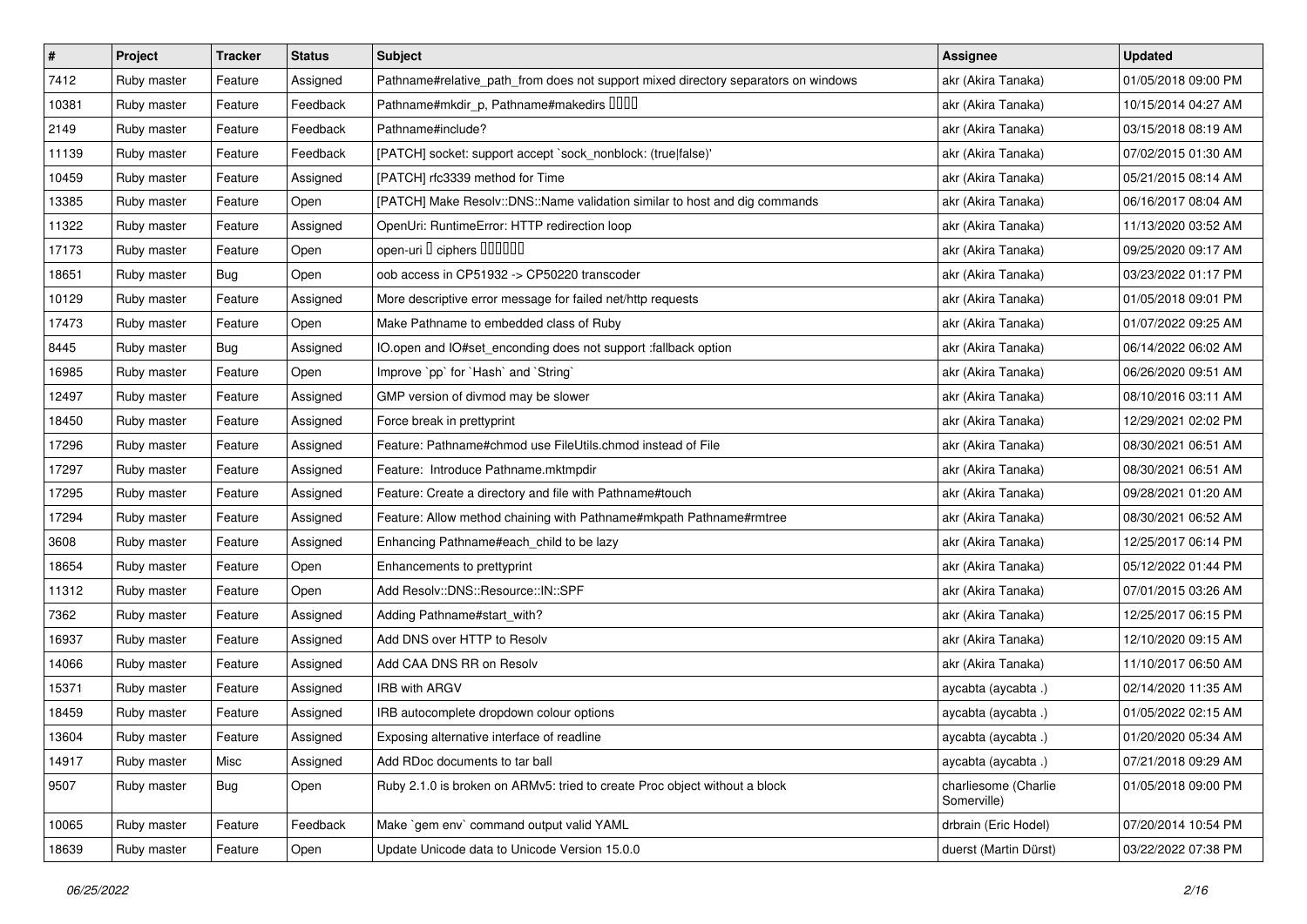| # | Project | Tracker | Status | Subject | Assignee | Updated |
|---|---|---|---|---|---|---|
| 7412 | Ruby master | Feature | Assigned | Pathname#relative_path_from does not support mixed directory separators on windows | akr (Akira Tanaka) | 01/05/2018 09:00 PM |
| 10381 | Ruby master | Feature | Feedback | Pathname#mkdir_p, Pathname#makedirs □□□□ | akr (Akira Tanaka) | 10/15/2014 04:27 AM |
| 2149 | Ruby master | Feature | Feedback | Pathname#include? | akr (Akira Tanaka) | 03/15/2018 08:19 AM |
| 11139 | Ruby master | Feature | Feedback | [PATCH] socket: support accept `sock_nonblock: (true\|false)' | akr (Akira Tanaka) | 07/02/2015 01:30 AM |
| 10459 | Ruby master | Feature | Assigned | [PATCH] rfc3339 method for Time | akr (Akira Tanaka) | 05/21/2015 08:14 AM |
| 13385 | Ruby master | Feature | Open | [PATCH] Make Resolv::DNS::Name validation similar to host and dig commands | akr (Akira Tanaka) | 06/16/2017 08:04 AM |
| 11322 | Ruby master | Feature | Assigned | OpenUri: RuntimeError: HTTP redirection loop | akr (Akira Tanaka) | 11/13/2020 03:52 AM |
| 17173 | Ruby master | Feature | Open | open-uri □ ciphers □□□□□□ | akr (Akira Tanaka) | 09/25/2020 09:17 AM |
| 18651 | Ruby master | Bug | Open | oob access in CP51932 -> CP50220 transcoder | akr (Akira Tanaka) | 03/23/2022 01:17 PM |
| 10129 | Ruby master | Feature | Assigned | More descriptive error message for failed net/http requests | akr (Akira Tanaka) | 01/05/2018 09:01 PM |
| 17473 | Ruby master | Feature | Open | Make Pathname to embedded class of Ruby | akr (Akira Tanaka) | 01/07/2022 09:25 AM |
| 8445 | Ruby master | Bug | Assigned | IO.open and IO#set_enconding does not support :fallback option | akr (Akira Tanaka) | 06/14/2022 06:02 AM |
| 16985 | Ruby master | Feature | Open | Improve `pp` for `Hash` and `String` | akr (Akira Tanaka) | 06/26/2020 09:51 AM |
| 12497 | Ruby master | Feature | Assigned | GMP version of divmod may be slower | akr (Akira Tanaka) | 08/10/2016 03:11 AM |
| 18450 | Ruby master | Feature | Assigned | Force break in prettyprint | akr (Akira Tanaka) | 12/29/2021 02:02 PM |
| 17296 | Ruby master | Feature | Assigned | Feature: Pathname#chmod use FileUtils.chmod instead of File | akr (Akira Tanaka) | 08/30/2021 06:51 AM |
| 17297 | Ruby master | Feature | Assigned | Feature: Introduce Pathname.mktmpdir | akr (Akira Tanaka) | 08/30/2021 06:51 AM |
| 17295 | Ruby master | Feature | Assigned | Feature: Create a directory and file with Pathname#touch | akr (Akira Tanaka) | 09/28/2021 01:20 AM |
| 17294 | Ruby master | Feature | Assigned | Feature: Allow method chaining with Pathname#mkpath Pathname#rmtree | akr (Akira Tanaka) | 08/30/2021 06:52 AM |
| 3608 | Ruby master | Feature | Assigned | Enhancing Pathname#each_child to be lazy | akr (Akira Tanaka) | 12/25/2017 06:14 PM |
| 18654 | Ruby master | Feature | Open | Enhancements to prettyprint | akr (Akira Tanaka) | 05/12/2022 01:44 PM |
| 11312 | Ruby master | Feature | Open | Add Resolv::DNS::Resource::IN::SPF | akr (Akira Tanaka) | 07/01/2015 03:26 AM |
| 7362 | Ruby master | Feature | Assigned | Adding Pathname#start_with? | akr (Akira Tanaka) | 12/25/2017 06:15 PM |
| 16937 | Ruby master | Feature | Assigned | Add DNS over HTTP to Resolv | akr (Akira Tanaka) | 12/10/2020 09:15 AM |
| 14066 | Ruby master | Feature | Assigned | Add CAA DNS RR on Resolv | akr (Akira Tanaka) | 11/10/2017 06:50 AM |
| 15371 | Ruby master | Feature | Assigned | IRB with ARGV | aycabta (aycabta .) | 02/14/2020 11:35 AM |
| 18459 | Ruby master | Feature | Assigned | IRB autocomplete dropdown colour options | aycabta (aycabta .) | 01/05/2022 02:15 AM |
| 13604 | Ruby master | Feature | Assigned | Exposing alternative interface of readline | aycabta (aycabta .) | 01/20/2020 05:34 AM |
| 14917 | Ruby master | Misc | Assigned | Add RDoc documents to tar ball | aycabta (aycabta .) | 07/21/2018 09:29 AM |
| 9507 | Ruby master | Bug | Open | Ruby 2.1.0 is broken on ARMv5: tried to create Proc object without a block | charliesome (Charlie Somerville) | 01/05/2018 09:00 PM |
| 10065 | Ruby master | Feature | Feedback | Make `gem env` command output valid YAML | drbrain (Eric Hodel) | 07/20/2014 10:54 PM |
| 18639 | Ruby master | Feature | Open | Update Unicode data to Unicode Version 15.0.0 | duerst (Martin Dürst) | 03/22/2022 07:38 PM |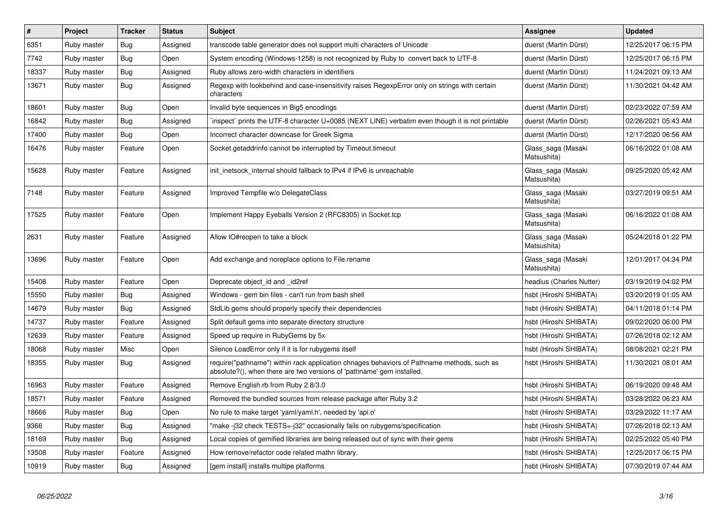| # | Project | Tracker | Status | Subject | Assignee | Updated |
|---|---|---|---|---|---|---|
| 6351 | Ruby master | Bug | Assigned | transcode table generator does not support multi characters of Unicode | duerst (Martin Dürst) | 12/25/2017 06:15 PM |
| 7742 | Ruby master | Bug | Open | System encoding (Windows-1258) is not recognized by Ruby to convert back to UTF-8 | duerst (Martin Dürst) | 12/25/2017 06:15 PM |
| 18337 | Ruby master | Bug | Assigned | Ruby allows zero-width characters in identifiers | duerst (Martin Dürst) | 11/24/2021 09:13 AM |
| 13671 | Ruby master | Bug | Assigned | Regexp with lookbehind and case-insensitivity raises RegexpError only on strings with certain characters | duerst (Martin Dürst) | 11/30/2021 04:42 AM |
| 18601 | Ruby master | Bug | Open | Invalid byte sequences in Big5 encodings | duerst (Martin Dürst) | 02/23/2022 07:59 AM |
| 16842 | Ruby master | Bug | Assigned | `inspect` prints the UTF-8 character U+0085 (NEXT LINE) verbatim even though it is not printable | duerst (Martin Dürst) | 02/26/2021 05:43 AM |
| 17400 | Ruby master | Bug | Open | Incorrect character downcase for Greek Sigma | duerst (Martin Dürst) | 12/17/2020 06:56 AM |
| 16476 | Ruby master | Feature | Open | Socket.getaddrinfo cannot be interrupted by Timeout.timeout | Glass_saga (Masaki Matsushita) | 06/16/2022 01:08 AM |
| 15628 | Ruby master | Feature | Assigned | init_inetsock_internal should fallback to IPv4 if IPv6 is unreachable | Glass_saga (Masaki Matsushita) | 09/25/2020 05:42 AM |
| 7148 | Ruby master | Feature | Assigned | Improved Tempfile w/o DelegateClass | Glass_saga (Masaki Matsushita) | 03/27/2019 09:51 AM |
| 17525 | Ruby master | Feature | Open | Implement Happy Eyeballs Version 2 (RFC8305) in Socket.tcp | Glass_saga (Masaki Matsushita) | 06/16/2022 01:08 AM |
| 2631 | Ruby master | Feature | Assigned | Allow IO#reopen to take a block | Glass_saga (Masaki Matsushita) | 05/24/2018 01:22 PM |
| 13696 | Ruby master | Feature | Open | Add exchange and noreplace options to File.rename | Glass_saga (Masaki Matsushita) | 12/01/2017 04:34 PM |
| 15408 | Ruby master | Feature | Open | Deprecate object_id and _id2ref | headius (Charles Nutter) | 03/19/2019 04:02 PM |
| 15550 | Ruby master | Bug | Assigned | Windows - gem bin files - can't run from bash shell | hsbt (Hiroshi SHIBATA) | 03/20/2019 01:05 AM |
| 14679 | Ruby master | Bug | Assigned | StdLib gems should properly specify their dependencies | hsbt (Hiroshi SHIBATA) | 04/11/2018 01:14 PM |
| 14737 | Ruby master | Feature | Assigned | Split default gems into separate directory structure | hsbt (Hiroshi SHIBATA) | 09/02/2020 06:00 PM |
| 12639 | Ruby master | Feature | Assigned | Speed up require in RubyGems by 5x | hsbt (Hiroshi SHIBATA) | 07/26/2018 02:12 AM |
| 18068 | Ruby master | Misc | Open | Silence LoadError only if it is for rubygems itself | hsbt (Hiroshi SHIBATA) | 08/08/2021 02:21 PM |
| 18355 | Ruby master | Bug | Assigned | require("pathname") within rack application chnages behaviors of Pathname methods, such as absolute?(), when there are two versions of 'pathname' gem installed. | hsbt (Hiroshi SHIBATA) | 11/30/2021 08:01 AM |
| 16963 | Ruby master | Feature | Assigned | Remove English.rb from Ruby 2.8/3.0 | hsbt (Hiroshi SHIBATA) | 06/19/2020 09:48 AM |
| 18571 | Ruby master | Feature | Assigned | Removed the bundled sources from release package after Ruby 3.2 | hsbt (Hiroshi SHIBATA) | 03/28/2022 06:23 AM |
| 18666 | Ruby master | Bug | Open | No rule to make target 'yaml/yaml.h', needed by 'api.o' | hsbt (Hiroshi SHIBATA) | 03/29/2022 11:17 AM |
| 9366 | Ruby master | Bug | Assigned | "make -j32 check TESTS=-j32" occasionally fails on rubygems/specification | hsbt (Hiroshi SHIBATA) | 07/26/2018 02:13 AM |
| 18169 | Ruby master | Bug | Assigned | Local copies of gemified libraries are being released out of sync with their gems | hsbt (Hiroshi SHIBATA) | 02/25/2022 05:40 PM |
| 13508 | Ruby master | Feature | Assigned | How remove/refactor code related mathn library. | hsbt (Hiroshi SHIBATA) | 12/25/2017 06:15 PM |
| 10919 | Ruby master | Bug | Assigned | [gem install] installs multipe platforms | hsbt (Hiroshi SHIBATA) | 07/30/2019 07:44 AM |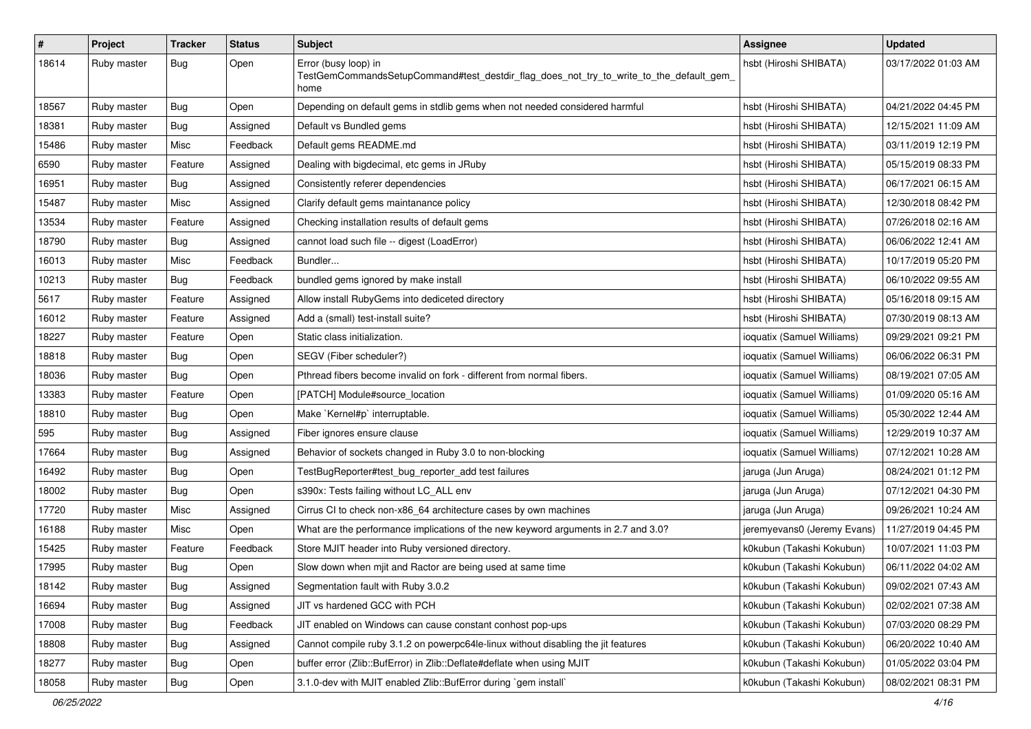| # | Project | Tracker | Status | Subject | Assignee | Updated |
|---|---|---|---|---|---|---|
| 18614 | Ruby master | Bug | Open | Error (busy loop) in TestGemCommandsSetupCommand#test_destdir_flag_does_not_try_to_write_to_the_default_gem_home | hsbt (Hiroshi SHIBATA) | 03/17/2022 01:03 AM |
| 18567 | Ruby master | Bug | Open | Depending on default gems in stdlib gems when not needed considered harmful | hsbt (Hiroshi SHIBATA) | 04/21/2022 04:45 PM |
| 18381 | Ruby master | Bug | Assigned | Default vs Bundled gems | hsbt (Hiroshi SHIBATA) | 12/15/2021 11:09 AM |
| 15486 | Ruby master | Misc | Feedback | Default gems README.md | hsbt (Hiroshi SHIBATA) | 03/11/2019 12:19 PM |
| 6590 | Ruby master | Feature | Assigned | Dealing with bigdecimal, etc gems in JRuby | hsbt (Hiroshi SHIBATA) | 05/15/2019 08:33 PM |
| 16951 | Ruby master | Bug | Assigned | Consistently referer dependencies | hsbt (Hiroshi SHIBATA) | 06/17/2021 06:15 AM |
| 15487 | Ruby master | Misc | Assigned | Clarify default gems maintanance policy | hsbt (Hiroshi SHIBATA) | 12/30/2018 08:42 PM |
| 13534 | Ruby master | Feature | Assigned | Checking installation results of default gems | hsbt (Hiroshi SHIBATA) | 07/26/2018 02:16 AM |
| 18790 | Ruby master | Bug | Assigned | cannot load such file -- digest (LoadError) | hsbt (Hiroshi SHIBATA) | 06/06/2022 12:41 AM |
| 16013 | Ruby master | Misc | Feedback | Bundler... | hsbt (Hiroshi SHIBATA) | 10/17/2019 05:20 PM |
| 10213 | Ruby master | Bug | Feedback | bundled gems ignored by make install | hsbt (Hiroshi SHIBATA) | 06/10/2022 09:55 AM |
| 5617 | Ruby master | Feature | Assigned | Allow install RubyGems into dediceted directory | hsbt (Hiroshi SHIBATA) | 05/16/2018 09:15 AM |
| 16012 | Ruby master | Feature | Assigned | Add a (small) test-install suite? | hsbt (Hiroshi SHIBATA) | 07/30/2019 08:13 AM |
| 18227 | Ruby master | Feature | Open | Static class initialization. | ioquatix (Samuel Williams) | 09/29/2021 09:21 PM |
| 18818 | Ruby master | Bug | Open | SEGV (Fiber scheduler?) | ioquatix (Samuel Williams) | 06/06/2022 06:31 PM |
| 18036 | Ruby master | Bug | Open | Pthread fibers become invalid on fork - different from normal fibers. | ioquatix (Samuel Williams) | 08/19/2021 07:05 AM |
| 13383 | Ruby master | Feature | Open | [PATCH] Module#source_location | ioquatix (Samuel Williams) | 01/09/2020 05:16 AM |
| 18810 | Ruby master | Bug | Open | Make `Kernel#p` interruptable. | ioquatix (Samuel Williams) | 05/30/2022 12:44 AM |
| 595 | Ruby master | Bug | Assigned | Fiber ignores ensure clause | ioquatix (Samuel Williams) | 12/29/2019 10:37 AM |
| 17664 | Ruby master | Bug | Assigned | Behavior of sockets changed in Ruby 3.0 to non-blocking | ioquatix (Samuel Williams) | 07/12/2021 10:28 AM |
| 16492 | Ruby master | Bug | Open | TestBugReporter#test_bug_reporter_add test failures | jaruga (Jun Aruga) | 08/24/2021 01:12 PM |
| 18002 | Ruby master | Bug | Open | s390x: Tests failing without LC_ALL env | jaruga (Jun Aruga) | 07/12/2021 04:30 PM |
| 17720 | Ruby master | Misc | Assigned | Cirrus CI to check non-x86_64 architecture cases by own machines | jaruga (Jun Aruga) | 09/26/2021 10:24 AM |
| 16188 | Ruby master | Misc | Open | What are the performance implications of the new keyword arguments in 2.7 and 3.0? | jeremyevans0 (Jeremy Evans) | 11/27/2019 04:45 PM |
| 15425 | Ruby master | Feature | Feedback | Store MJIT header into Ruby versioned directory. | k0kubun (Takashi Kokubun) | 10/07/2021 11:03 PM |
| 17995 | Ruby master | Bug | Open | Slow down when mjit and Ractor are being used at same time | k0kubun (Takashi Kokubun) | 06/11/2022 04:02 AM |
| 18142 | Ruby master | Bug | Assigned | Segmentation fault with Ruby 3.0.2 | k0kubun (Takashi Kokubun) | 09/02/2021 07:43 AM |
| 16694 | Ruby master | Bug | Assigned | JIT vs hardened GCC with PCH | k0kubun (Takashi Kokubun) | 02/02/2021 07:38 AM |
| 17008 | Ruby master | Bug | Feedback | JIT enabled on Windows can cause constant conhost pop-ups | k0kubun (Takashi Kokubun) | 07/03/2020 08:29 PM |
| 18808 | Ruby master | Bug | Assigned | Cannot compile ruby 3.1.2 on powerpc64le-linux without disabling the jit features | k0kubun (Takashi Kokubun) | 06/20/2022 10:40 AM |
| 18277 | Ruby master | Bug | Open | buffer error (Zlib::BufError) in Zlib::Deflate#deflate when using MJIT | k0kubun (Takashi Kokubun) | 01/05/2022 03:04 PM |
| 18058 | Ruby master | Bug | Open | 3.1.0-dev with MJIT enabled Zlib::BufError during `gem install` | k0kubun (Takashi Kokubun) | 08/02/2021 08:31 PM |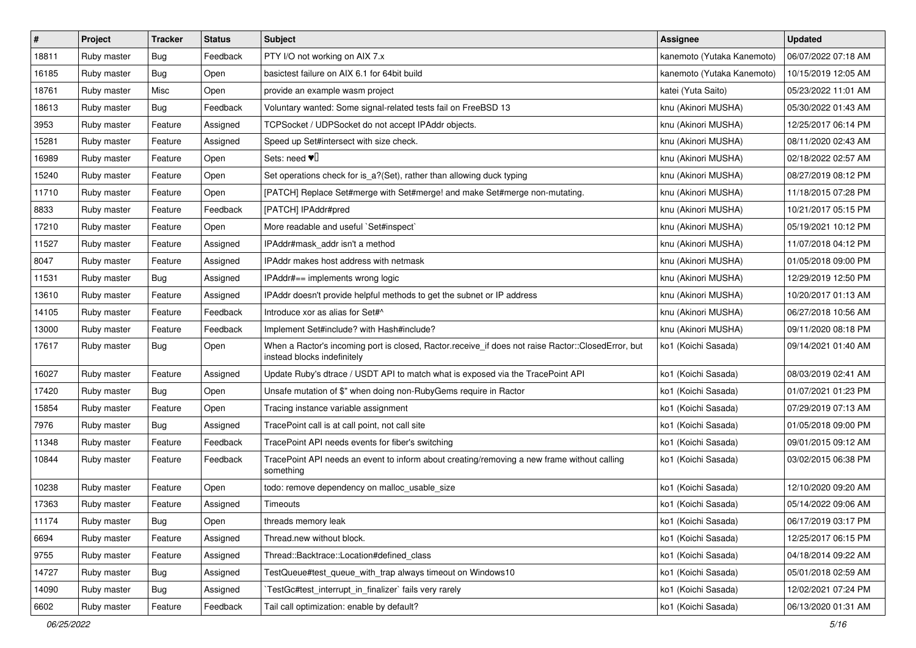| # | Project | Tracker | Status | Subject | Assignee | Updated |
|---|---|---|---|---|---|---|
| 18811 | Ruby master | Bug | Feedback | PTY I/O not working on AIX 7.x | kanemoto (Yutaka Kanemoto) | 06/07/2022 07:18 AM |
| 16185 | Ruby master | Bug | Open | basictest failure on AIX 6.1 for 64bit build | kanemoto (Yutaka Kanemoto) | 10/15/2019 12:05 AM |
| 18761 | Ruby master | Misc | Open | provide an example wasm project | katei (Yuta Saito) | 05/23/2022 11:01 AM |
| 18613 | Ruby master | Bug | Feedback | Voluntary wanted: Some signal-related tests fail on FreeBSD 13 | knu (Akinori MUSHA) | 05/30/2022 01:43 AM |
| 3953 | Ruby master | Feature | Assigned | TCPSocket / UDPSocket do not accept IPAddr objects. | knu (Akinori MUSHA) | 12/25/2017 06:14 PM |
| 15281 | Ruby master | Feature | Assigned | Speed up Set#intersect with size check. | knu (Akinori MUSHA) | 08/11/2020 02:43 AM |
| 16989 | Ruby master | Feature | Open | Sets: need ♥️ | knu (Akinori MUSHA) | 02/18/2022 02:57 AM |
| 15240 | Ruby master | Feature | Open | Set operations check for is_a?(Set), rather than allowing duck typing | knu (Akinori MUSHA) | 08/27/2019 08:12 PM |
| 11710 | Ruby master | Feature | Open | [PATCH] Replace Set#merge with Set#merge! and make Set#merge non-mutating. | knu (Akinori MUSHA) | 11/18/2015 07:28 PM |
| 8833 | Ruby master | Feature | Feedback | [PATCH] IPAddr#pred | knu (Akinori MUSHA) | 10/21/2017 05:15 PM |
| 17210 | Ruby master | Feature | Open | More readable and useful `Set#inspect` | knu (Akinori MUSHA) | 05/19/2021 10:12 PM |
| 11527 | Ruby master | Feature | Assigned | IPAddr#mask_addr isn't a method | knu (Akinori MUSHA) | 11/07/2018 04:12 PM |
| 8047 | Ruby master | Feature | Assigned | IPAddr makes host address with netmask | knu (Akinori MUSHA) | 01/05/2018 09:00 PM |
| 11531 | Ruby master | Bug | Assigned | IPAddr#== implements wrong logic | knu (Akinori MUSHA) | 12/29/2019 12:50 PM |
| 13610 | Ruby master | Feature | Assigned | IPAddr doesn't provide helpful methods to get the subnet or IP address | knu (Akinori MUSHA) | 10/20/2017 01:13 AM |
| 14105 | Ruby master | Feature | Feedback | Introduce xor as alias for Set#^ | knu (Akinori MUSHA) | 06/27/2018 10:56 AM |
| 13000 | Ruby master | Feature | Feedback | Implement Set#include? with Hash#include? | knu (Akinori MUSHA) | 09/11/2020 08:18 PM |
| 17617 | Ruby master | Bug | Open | When a Ractor's incoming port is closed, Ractor.receive_if does not raise Ractor::ClosedError, but instead blocks indefinitely | ko1 (Koichi Sasada) | 09/14/2021 01:40 AM |
| 16027 | Ruby master | Feature | Assigned | Update Ruby's dtrace / USDT API to match what is exposed via the TracePoint API | ko1 (Koichi Sasada) | 08/03/2019 02:41 AM |
| 17420 | Ruby master | Bug | Open | Unsafe mutation of $" when doing non-RubyGems require in Ractor | ko1 (Koichi Sasada) | 01/07/2021 01:23 PM |
| 15854 | Ruby master | Feature | Open | Tracing instance variable assignment | ko1 (Koichi Sasada) | 07/29/2019 07:13 AM |
| 7976 | Ruby master | Bug | Assigned | TracePoint call is at call point, not call site | ko1 (Koichi Sasada) | 01/05/2018 09:00 PM |
| 11348 | Ruby master | Feature | Feedback | TracePoint API needs events for fiber's switching | ko1 (Koichi Sasada) | 09/01/2015 09:12 AM |
| 10844 | Ruby master | Feature | Feedback | TracePoint API needs an event to inform about creating/removing a new frame without calling something | ko1 (Koichi Sasada) | 03/02/2015 06:38 PM |
| 10238 | Ruby master | Feature | Open | todo: remove dependency on malloc_usable_size | ko1 (Koichi Sasada) | 12/10/2020 09:20 AM |
| 17363 | Ruby master | Feature | Assigned | Timeouts | ko1 (Koichi Sasada) | 05/14/2022 09:06 AM |
| 11174 | Ruby master | Bug | Open | threads memory leak | ko1 (Koichi Sasada) | 06/17/2019 03:17 PM |
| 6694 | Ruby master | Feature | Assigned | Thread.new without block. | ko1 (Koichi Sasada) | 12/25/2017 06:15 PM |
| 9755 | Ruby master | Feature | Assigned | Thread::Backtrace::Location#defined_class | ko1 (Koichi Sasada) | 04/18/2014 09:22 AM |
| 14727 | Ruby master | Bug | Assigned | TestQueue#test_queue_with_trap always timeout on Windows10 | ko1 (Koichi Sasada) | 05/01/2018 02:59 AM |
| 14090 | Ruby master | Bug | Assigned | `TestGc#test_interrupt_in_finalizer` fails very rarely | ko1 (Koichi Sasada) | 12/02/2021 07:24 PM |
| 6602 | Ruby master | Feature | Feedback | Tail call optimization: enable by default? | ko1 (Koichi Sasada) | 06/13/2020 01:31 AM |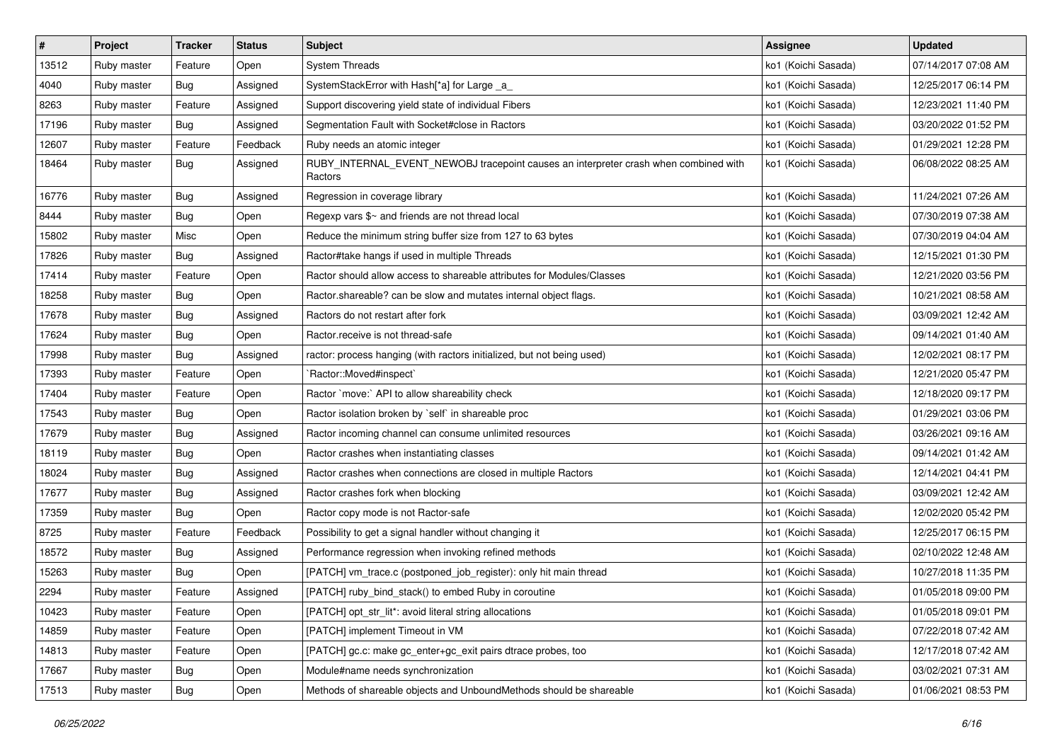| # | Project | Tracker | Status | Subject | Assignee | Updated |
|---|---|---|---|---|---|---|
| 13512 | Ruby master | Feature | Open | System Threads | ko1 (Koichi Sasada) | 07/14/2017 07:08 AM |
| 4040 | Ruby master | Bug | Assigned | SystemStackError with Hash[*a] for Large _a_ | ko1 (Koichi Sasada) | 12/25/2017 06:14 PM |
| 8263 | Ruby master | Feature | Assigned | Support discovering yield state of individual Fibers | ko1 (Koichi Sasada) | 12/23/2021 11:40 PM |
| 17196 | Ruby master | Bug | Assigned | Segmentation Fault with Socket#close in Ractors | ko1 (Koichi Sasada) | 03/20/2022 01:52 PM |
| 12607 | Ruby master | Feature | Feedback | Ruby needs an atomic integer | ko1 (Koichi Sasada) | 01/29/2021 12:28 PM |
| 18464 | Ruby master | Bug | Assigned | RUBY_INTERNAL_EVENT_NEWOBJ tracepoint causes an interpreter crash when combined with Ractors | ko1 (Koichi Sasada) | 06/08/2022 08:25 AM |
| 16776 | Ruby master | Bug | Assigned | Regression in coverage library | ko1 (Koichi Sasada) | 11/24/2021 07:26 AM |
| 8444 | Ruby master | Bug | Open | Regexp vars $~ and friends are not thread local | ko1 (Koichi Sasada) | 07/30/2019 07:38 AM |
| 15802 | Ruby master | Misc | Open | Reduce the minimum string buffer size from 127 to 63 bytes | ko1 (Koichi Sasada) | 07/30/2019 04:04 AM |
| 17826 | Ruby master | Bug | Assigned | Ractor#take hangs if used in multiple Threads | ko1 (Koichi Sasada) | 12/15/2021 01:30 PM |
| 17414 | Ruby master | Feature | Open | Ractor should allow access to shareable attributes for Modules/Classes | ko1 (Koichi Sasada) | 12/21/2020 03:56 PM |
| 18258 | Ruby master | Bug | Open | Ractor.shareable? can be slow and mutates internal object flags. | ko1 (Koichi Sasada) | 10/21/2021 08:58 AM |
| 17678 | Ruby master | Bug | Assigned | Ractors do not restart after fork | ko1 (Koichi Sasada) | 03/09/2021 12:42 AM |
| 17624 | Ruby master | Bug | Open | Ractor.receive is not thread-safe | ko1 (Koichi Sasada) | 09/14/2021 01:40 AM |
| 17998 | Ruby master | Bug | Assigned | ractor: process hanging (with ractors initialized, but not being used) | ko1 (Koichi Sasada) | 12/02/2021 08:17 PM |
| 17393 | Ruby master | Feature | Open | `Ractor::Moved#inspect` | ko1 (Koichi Sasada) | 12/21/2020 05:47 PM |
| 17404 | Ruby master | Feature | Open | Ractor `move:` API to allow shareability check | ko1 (Koichi Sasada) | 12/18/2020 09:17 PM |
| 17543 | Ruby master | Bug | Open | Ractor isolation broken by `self` in shareable proc | ko1 (Koichi Sasada) | 01/29/2021 03:06 PM |
| 17679 | Ruby master | Bug | Assigned | Ractor incoming channel can consume unlimited resources | ko1 (Koichi Sasada) | 03/26/2021 09:16 AM |
| 18119 | Ruby master | Bug | Open | Ractor crashes when instantiating classes | ko1 (Koichi Sasada) | 09/14/2021 01:42 AM |
| 18024 | Ruby master | Bug | Assigned | Ractor crashes when connections are closed in multiple Ractors | ko1 (Koichi Sasada) | 12/14/2021 04:41 PM |
| 17677 | Ruby master | Bug | Assigned | Ractor crashes fork when blocking | ko1 (Koichi Sasada) | 03/09/2021 12:42 AM |
| 17359 | Ruby master | Bug | Open | Ractor copy mode is not Ractor-safe | ko1 (Koichi Sasada) | 12/02/2020 05:42 PM |
| 8725 | Ruby master | Feature | Feedback | Possibility to get a signal handler without changing it | ko1 (Koichi Sasada) | 12/25/2017 06:15 PM |
| 18572 | Ruby master | Bug | Assigned | Performance regression when invoking refined methods | ko1 (Koichi Sasada) | 02/10/2022 12:48 AM |
| 15263 | Ruby master | Bug | Open | [PATCH] vm_trace.c (postponed_job_register): only hit main thread | ko1 (Koichi Sasada) | 10/27/2018 11:35 PM |
| 2294 | Ruby master | Feature | Assigned | [PATCH] ruby_bind_stack() to embed Ruby in coroutine | ko1 (Koichi Sasada) | 01/05/2018 09:00 PM |
| 10423 | Ruby master | Feature | Open | [PATCH] opt_str_lit*: avoid literal string allocations | ko1 (Koichi Sasada) | 01/05/2018 09:01 PM |
| 14859 | Ruby master | Feature | Open | [PATCH] implement Timeout in VM | ko1 (Koichi Sasada) | 07/22/2018 07:42 AM |
| 14813 | Ruby master | Feature | Open | [PATCH] gc.c: make gc_enter+gc_exit pairs dtrace probes, too | ko1 (Koichi Sasada) | 12/17/2018 07:42 AM |
| 17667 | Ruby master | Bug | Open | Module#name needs synchronization | ko1 (Koichi Sasada) | 03/02/2021 07:31 AM |
| 17513 | Ruby master | Bug | Open | Methods of shareable objects and UnboundMethods should be shareable | ko1 (Koichi Sasada) | 01/06/2021 08:53 PM |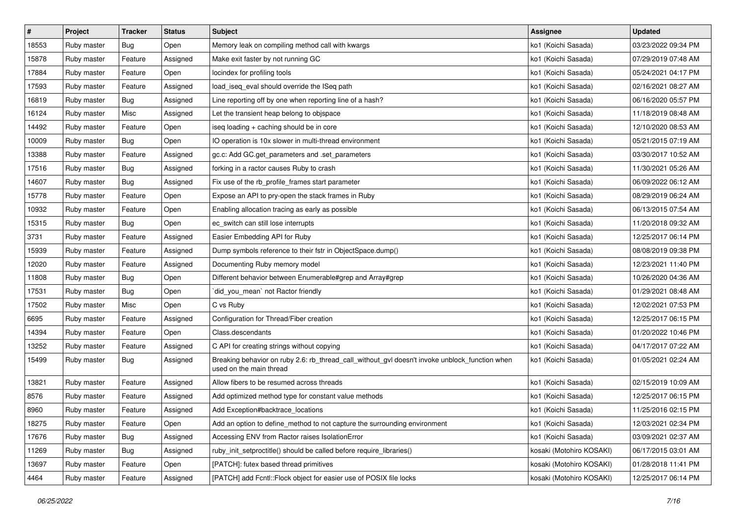| # | Project | Tracker | Status | Subject | Assignee | Updated |
|---|---|---|---|---|---|---|
| 18553 | Ruby master | Bug | Open | Memory leak on compiling method call with kwargs | ko1 (Koichi Sasada) | 03/23/2022 09:34 PM |
| 15878 | Ruby master | Feature | Assigned | Make exit faster by not running GC | ko1 (Koichi Sasada) | 07/29/2019 07:48 AM |
| 17884 | Ruby master | Feature | Open | locindex for profiling tools | ko1 (Koichi Sasada) | 05/24/2021 04:17 PM |
| 17593 | Ruby master | Feature | Assigned | load_iseq_eval should override the ISeq path | ko1 (Koichi Sasada) | 02/16/2021 08:27 AM |
| 16819 | Ruby master | Bug | Assigned | Line reporting off by one when reporting line of a hash? | ko1 (Koichi Sasada) | 06/16/2020 05:57 PM |
| 16124 | Ruby master | Misc | Assigned | Let the transient heap belong to objspace | ko1 (Koichi Sasada) | 11/18/2019 08:48 AM |
| 14492 | Ruby master | Feature | Open | iseq loading + caching should be in core | ko1 (Koichi Sasada) | 12/10/2020 08:53 AM |
| 10009 | Ruby master | Bug | Open | IO operation is 10x slower in multi-thread environment | ko1 (Koichi Sasada) | 05/21/2015 07:19 AM |
| 13388 | Ruby master | Feature | Assigned | gc.c: Add GC.get_parameters and .set_parameters | ko1 (Koichi Sasada) | 03/30/2017 10:52 AM |
| 17516 | Ruby master | Bug | Assigned | forking in a ractor causes Ruby to crash | ko1 (Koichi Sasada) | 11/30/2021 05:26 AM |
| 14607 | Ruby master | Bug | Assigned | Fix use of the rb_profile_frames start parameter | ko1 (Koichi Sasada) | 06/09/2022 06:12 AM |
| 15778 | Ruby master | Feature | Open | Expose an API to pry-open the stack frames in Ruby | ko1 (Koichi Sasada) | 08/29/2019 06:24 AM |
| 10932 | Ruby master | Feature | Open | Enabling allocation tracing as early as possible | ko1 (Koichi Sasada) | 06/13/2015 07:54 AM |
| 15315 | Ruby master | Bug | Open | ec_switch can still lose interrupts | ko1 (Koichi Sasada) | 11/20/2018 09:32 AM |
| 3731 | Ruby master | Feature | Assigned | Easier Embedding API for Ruby | ko1 (Koichi Sasada) | 12/25/2017 06:14 PM |
| 15939 | Ruby master | Feature | Assigned | Dump symbols reference to their fstr in ObjectSpace.dump() | ko1 (Koichi Sasada) | 08/08/2019 09:38 PM |
| 12020 | Ruby master | Feature | Assigned | Documenting Ruby memory model | ko1 (Koichi Sasada) | 12/23/2021 11:40 PM |
| 11808 | Ruby master | Bug | Open | Different behavior between Enumerable#grep and Array#grep | ko1 (Koichi Sasada) | 10/26/2020 04:36 AM |
| 17531 | Ruby master | Bug | Open | `did_you_mean` not Ractor friendly | ko1 (Koichi Sasada) | 01/29/2021 08:48 AM |
| 17502 | Ruby master | Misc | Open | C vs Ruby | ko1 (Koichi Sasada) | 12/02/2021 07:53 PM |
| 6695 | Ruby master | Feature | Assigned | Configuration for Thread/Fiber creation | ko1 (Koichi Sasada) | 12/25/2017 06:15 PM |
| 14394 | Ruby master | Feature | Open | Class.descendants | ko1 (Koichi Sasada) | 01/20/2022 10:46 PM |
| 13252 | Ruby master | Feature | Assigned | C API for creating strings without copying | ko1 (Koichi Sasada) | 04/17/2017 07:22 AM |
| 15499 | Ruby master | Bug | Assigned | Breaking behavior on ruby 2.6: rb_thread_call_without_gvl doesn't invoke unblock_function when used on the main thread | ko1 (Koichi Sasada) | 01/05/2021 02:24 AM |
| 13821 | Ruby master | Feature | Assigned | Allow fibers to be resumed across threads | ko1 (Koichi Sasada) | 02/15/2019 10:09 AM |
| 8576 | Ruby master | Feature | Assigned | Add optimized method type for constant value methods | ko1 (Koichi Sasada) | 12/25/2017 06:15 PM |
| 8960 | Ruby master | Feature | Assigned | Add Exception#backtrace_locations | ko1 (Koichi Sasada) | 11/25/2016 02:15 PM |
| 18275 | Ruby master | Feature | Open | Add an option to define_method to not capture the surrounding environment | ko1 (Koichi Sasada) | 12/03/2021 02:34 PM |
| 17676 | Ruby master | Bug | Assigned | Accessing ENV from Ractor raises IsolationError | ko1 (Koichi Sasada) | 03/09/2021 02:37 AM |
| 11269 | Ruby master | Bug | Assigned | ruby_init_setproctitle() should be called before require_libraries() | kosaki (Motohiro KOSAKI) | 06/17/2015 03:01 AM |
| 13697 | Ruby master | Feature | Open | [PATCH]: futex based thread primitives | kosaki (Motohiro KOSAKI) | 01/28/2018 11:41 PM |
| 4464 | Ruby master | Feature | Assigned | [PATCH] add Fcntl::Flock object for easier use of POSIX file locks | kosaki (Motohiro KOSAKI) | 12/25/2017 06:14 PM |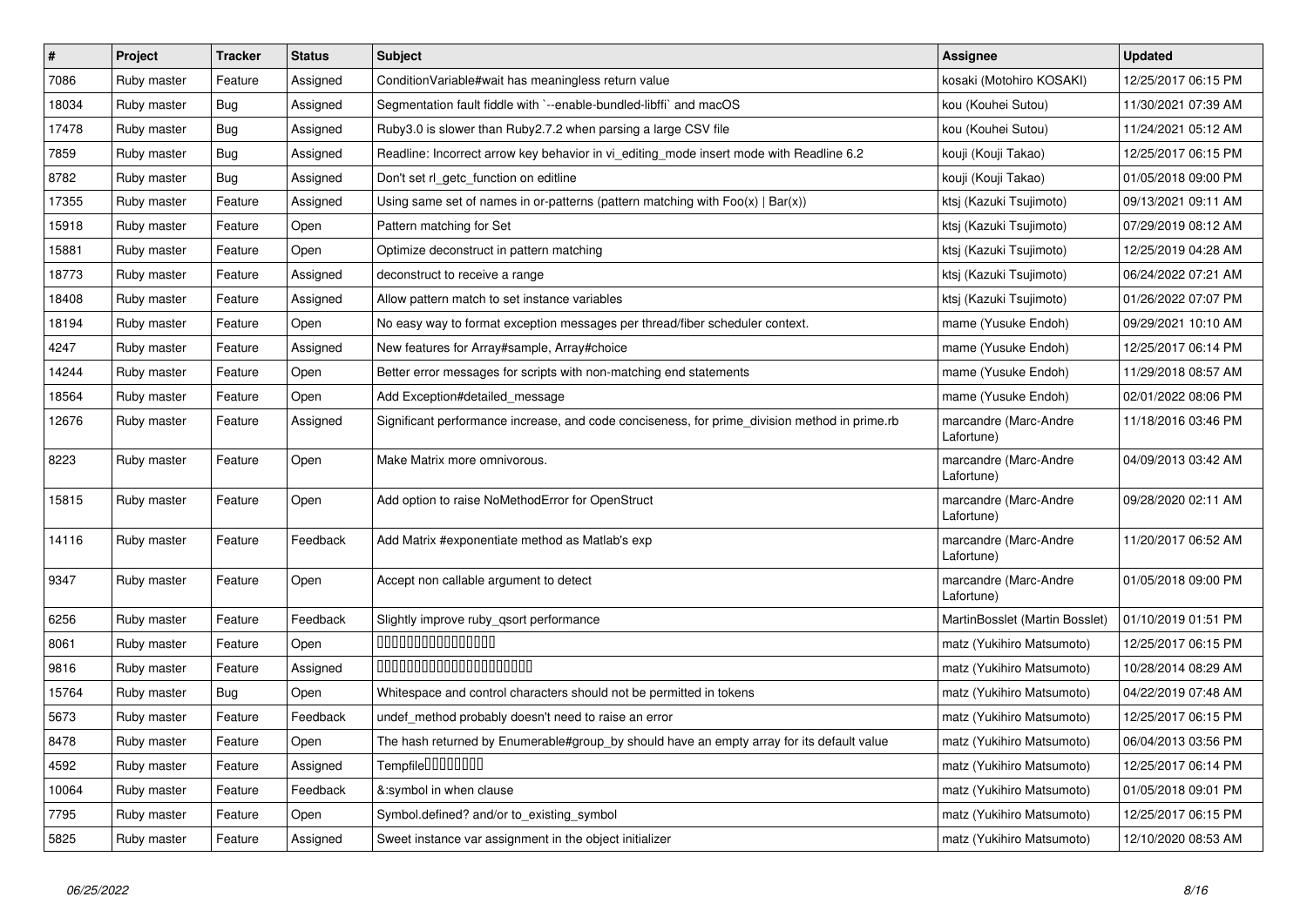| # | Project | Tracker | Status | Subject | Assignee | Updated |
| --- | --- | --- | --- | --- | --- | --- |
| 7086 | Ruby master | Feature | Assigned | ConditionVariable#wait has meaningless return value | kosaki (Motohiro KOSAKI) | 12/25/2017 06:15 PM |
| 18034 | Ruby master | Bug | Assigned | Segmentation fault fiddle with `--enable-bundled-libffi` and macOS | kou (Kouhei Sutou) | 11/30/2021 07:39 AM |
| 17478 | Ruby master | Bug | Assigned | Ruby3.0 is slower than Ruby2.7.2 when parsing a large CSV file | kou (Kouhei Sutou) | 11/24/2021 05:12 AM |
| 7859 | Ruby master | Bug | Assigned | Readline: Incorrect arrow key behavior in vi_editing_mode insert mode with Readline 6.2 | kouji (Kouji Takao) | 12/25/2017 06:15 PM |
| 8782 | Ruby master | Bug | Assigned | Don't set rl_getc_function on editline | kouji (Kouji Takao) | 01/05/2018 09:00 PM |
| 17355 | Ruby master | Feature | Assigned | Using same set of names in or-patterns (pattern matching with Foo(x) \| Bar(x)) | ktsj (Kazuki Tsujimoto) | 09/13/2021 09:11 AM |
| 15918 | Ruby master | Feature | Open | Pattern matching for Set | ktsj (Kazuki Tsujimoto) | 07/29/2019 08:12 AM |
| 15881 | Ruby master | Feature | Open | Optimize deconstruct in pattern matching | ktsj (Kazuki Tsujimoto) | 12/25/2019 04:28 AM |
| 18773 | Ruby master | Feature | Assigned | deconstruct to receive a range | ktsj (Kazuki Tsujimoto) | 06/24/2022 07:21 AM |
| 18408 | Ruby master | Feature | Assigned | Allow pattern match to set instance variables | ktsj (Kazuki Tsujimoto) | 01/26/2022 07:07 PM |
| 18194 | Ruby master | Feature | Open | No easy way to format exception messages per thread/fiber scheduler context. | mame (Yusuke Endoh) | 09/29/2021 10:10 AM |
| 4247 | Ruby master | Feature | Assigned | New features for Array#sample, Array#choice | mame (Yusuke Endoh) | 12/25/2017 06:14 PM |
| 14244 | Ruby master | Feature | Open | Better error messages for scripts with non-matching end statements | mame (Yusuke Endoh) | 11/29/2018 08:57 AM |
| 18564 | Ruby master | Feature | Open | Add Exception#detailed_message | mame (Yusuke Endoh) | 02/01/2022 08:06 PM |
| 12676 | Ruby master | Feature | Assigned | Significant performance increase, and code conciseness, for prime_division method in prime.rb | marcandre (Marc-Andre Lafortune) | 11/18/2016 03:46 PM |
| 8223 | Ruby master | Feature | Open | Make Matrix more omnivorous. | marcandre (Marc-Andre Lafortune) | 04/09/2013 03:42 AM |
| 15815 | Ruby master | Feature | Open | Add option to raise NoMethodError for OpenStruct | marcandre (Marc-Andre Lafortune) | 09/28/2020 02:11 AM |
| 14116 | Ruby master | Feature | Feedback | Add Matrix #exponentiate method as Matlab's exp | marcandre (Marc-Andre Lafortune) | 11/20/2017 06:52 AM |
| 9347 | Ruby master | Feature | Open | Accept non callable argument to detect | marcandre (Marc-Andre Lafortune) | 01/05/2018 09:00 PM |
| 6256 | Ruby master | Feature | Feedback | Slightly improve ruby_qsort performance | MartinBosslet (Martin Bosslet) | 01/10/2019 01:51 PM |
| 8061 | Ruby master | Feature | Open | 0000000000000000 | matz (Yukihiro Matsumoto) | 12/25/2017 06:15 PM |
| 9816 | Ruby master | Feature | Assigned | 0000000000000000000000 | matz (Yukihiro Matsumoto) | 10/28/2014 08:29 AM |
| 15764 | Ruby master | Bug | Open | Whitespace and control characters should not be permitted in tokens | matz (Yukihiro Matsumoto) | 04/22/2019 07:48 AM |
| 5673 | Ruby master | Feature | Feedback | undef_method probably doesn't need to raise an error | matz (Yukihiro Matsumoto) | 12/25/2017 06:15 PM |
| 8478 | Ruby master | Feature | Open | The hash returned by Enumerable#group_by should have an empty array for its default value | matz (Yukihiro Matsumoto) | 06/04/2013 03:56 PM |
| 4592 | Ruby master | Feature | Assigned | Tempfile00000000 | matz (Yukihiro Matsumoto) | 12/25/2017 06:14 PM |
| 10064 | Ruby master | Feature | Feedback | &:symbol in when clause | matz (Yukihiro Matsumoto) | 01/05/2018 09:01 PM |
| 7795 | Ruby master | Feature | Open | Symbol.defined? and/or to_existing_symbol | matz (Yukihiro Matsumoto) | 12/25/2017 06:15 PM |
| 5825 | Ruby master | Feature | Assigned | Sweet instance var assignment in the object initializer | matz (Yukihiro Matsumoto) | 12/10/2020 08:53 AM |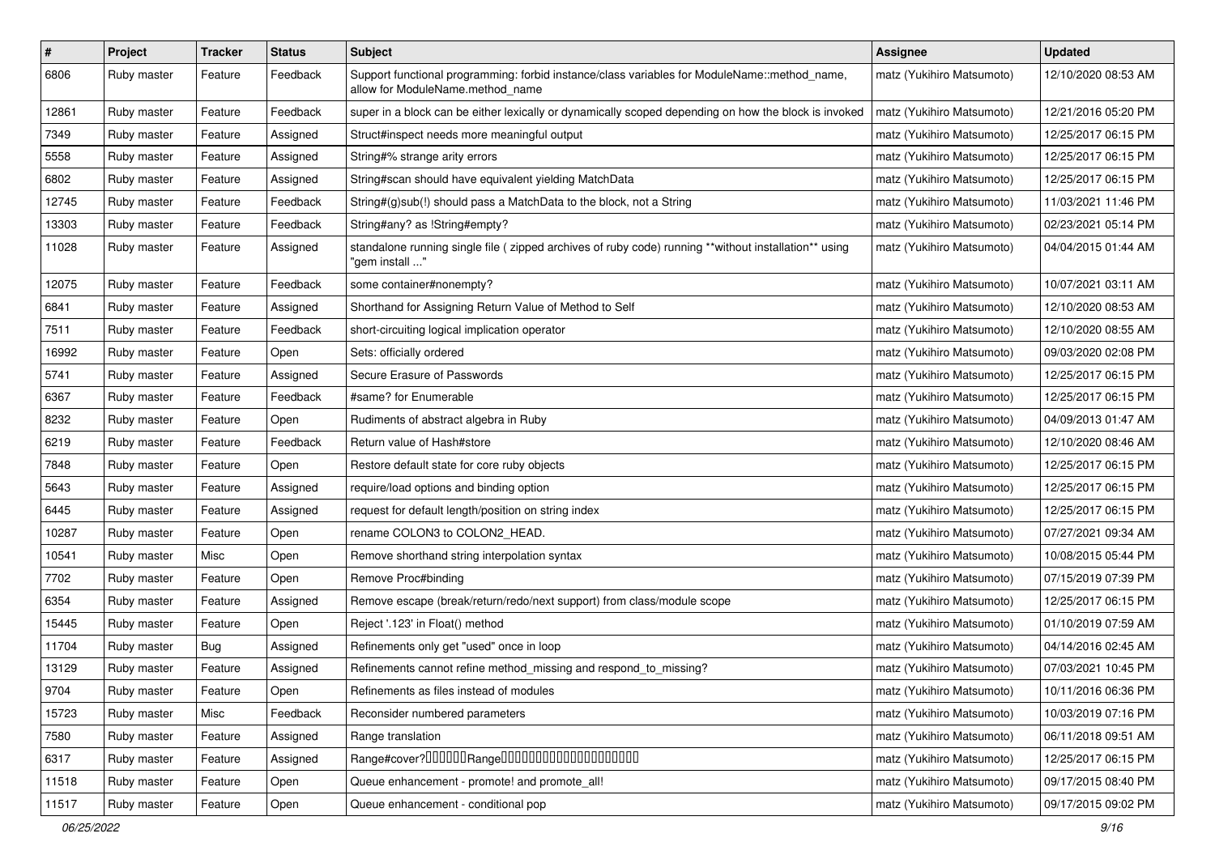| # | Project | Tracker | Status | Subject | Assignee | Updated |
|---|---|---|---|---|---|---|
| 6806 | Ruby master | Feature | Feedback | Support functional programming: forbid instance/class variables for ModuleName::method_name, allow for ModuleName.method_name | matz (Yukihiro Matsumoto) | 12/10/2020 08:53 AM |
| 12861 | Ruby master | Feature | Feedback | super in a block can be either lexically or dynamically scoped depending on how the block is invoked | matz (Yukihiro Matsumoto) | 12/21/2016 05:20 PM |
| 7349 | Ruby master | Feature | Assigned | Struct#inspect needs more meaningful output | matz (Yukihiro Matsumoto) | 12/25/2017 06:15 PM |
| 5558 | Ruby master | Feature | Assigned | String#% strange arity errors | matz (Yukihiro Matsumoto) | 12/25/2017 06:15 PM |
| 6802 | Ruby master | Feature | Assigned | String#scan should have equivalent yielding MatchData | matz (Yukihiro Matsumoto) | 12/25/2017 06:15 PM |
| 12745 | Ruby master | Feature | Feedback | String#(g)sub(!) should pass a MatchData to the block, not a String | matz (Yukihiro Matsumoto) | 11/03/2021 11:46 PM |
| 13303 | Ruby master | Feature | Feedback | String#any? as !String#empty? | matz (Yukihiro Matsumoto) | 02/23/2021 05:14 PM |
| 11028 | Ruby master | Feature | Assigned | standalone running single file ( zipped archives of ruby code) running **without installation** using "gem install ..." | matz (Yukihiro Matsumoto) | 04/04/2015 01:44 AM |
| 12075 | Ruby master | Feature | Feedback | some container#nonempty? | matz (Yukihiro Matsumoto) | 10/07/2021 03:11 AM |
| 6841 | Ruby master | Feature | Assigned | Shorthand for Assigning Return Value of Method to Self | matz (Yukihiro Matsumoto) | 12/10/2020 08:53 AM |
| 7511 | Ruby master | Feature | Feedback | short-circuiting logical implication operator | matz (Yukihiro Matsumoto) | 12/10/2020 08:55 AM |
| 16992 | Ruby master | Feature | Open | Sets: officially ordered | matz (Yukihiro Matsumoto) | 09/03/2020 02:08 PM |
| 5741 | Ruby master | Feature | Assigned | Secure Erasure of Passwords | matz (Yukihiro Matsumoto) | 12/25/2017 06:15 PM |
| 6367 | Ruby master | Feature | Feedback | #same? for Enumerable | matz (Yukihiro Matsumoto) | 12/25/2017 06:15 PM |
| 8232 | Ruby master | Feature | Open | Rudiments of abstract algebra in Ruby | matz (Yukihiro Matsumoto) | 04/09/2013 01:47 AM |
| 6219 | Ruby master | Feature | Feedback | Return value of Hash#store | matz (Yukihiro Matsumoto) | 12/10/2020 08:46 AM |
| 7848 | Ruby master | Feature | Open | Restore default state for core ruby objects | matz (Yukihiro Matsumoto) | 12/25/2017 06:15 PM |
| 5643 | Ruby master | Feature | Assigned | require/load options and binding option | matz (Yukihiro Matsumoto) | 12/25/2017 06:15 PM |
| 6445 | Ruby master | Feature | Assigned | request for default length/position on string index | matz (Yukihiro Matsumoto) | 12/25/2017 06:15 PM |
| 10287 | Ruby master | Feature | Open | rename COLON3 to COLON2_HEAD. | matz (Yukihiro Matsumoto) | 07/27/2021 09:34 AM |
| 10541 | Ruby master | Misc | Open | Remove shorthand string interpolation syntax | matz (Yukihiro Matsumoto) | 10/08/2015 05:44 PM |
| 7702 | Ruby master | Feature | Open | Remove Proc#binding | matz (Yukihiro Matsumoto) | 07/15/2019 07:39 PM |
| 6354 | Ruby master | Feature | Assigned | Remove escape (break/return/redo/next support) from class/module scope | matz (Yukihiro Matsumoto) | 12/25/2017 06:15 PM |
| 15445 | Ruby master | Feature | Open | Reject '.123' in Float() method | matz (Yukihiro Matsumoto) | 01/10/2019 07:59 AM |
| 11704 | Ruby master | Bug | Assigned | Refinements only get "used" once in loop | matz (Yukihiro Matsumoto) | 04/14/2016 02:45 AM |
| 13129 | Ruby master | Feature | Assigned | Refinements cannot refine method_missing and respond_to_missing? | matz (Yukihiro Matsumoto) | 07/03/2021 10:45 PM |
| 9704 | Ruby master | Feature | Open | Refinements as files instead of modules | matz (Yukihiro Matsumoto) | 10/11/2016 06:36 PM |
| 15723 | Ruby master | Misc | Feedback | Reconsider numbered parameters | matz (Yukihiro Matsumoto) | 10/03/2019 07:16 PM |
| 7580 | Ruby master | Feature | Assigned | Range translation | matz (Yukihiro Matsumoto) | 06/11/2018 09:51 AM |
| 6317 | Ruby master | Feature | Assigned | Range#cover?□□□□□□Range□□□□□□□□□□□□□□□□□□□□ | matz (Yukihiro Matsumoto) | 12/25/2017 06:15 PM |
| 11518 | Ruby master | Feature | Open | Queue enhancement - promote! and promote_all! | matz (Yukihiro Matsumoto) | 09/17/2015 08:40 PM |
| 11517 | Ruby master | Feature | Open | Queue enhancement - conditional pop | matz (Yukihiro Matsumoto) | 09/17/2015 09:02 PM |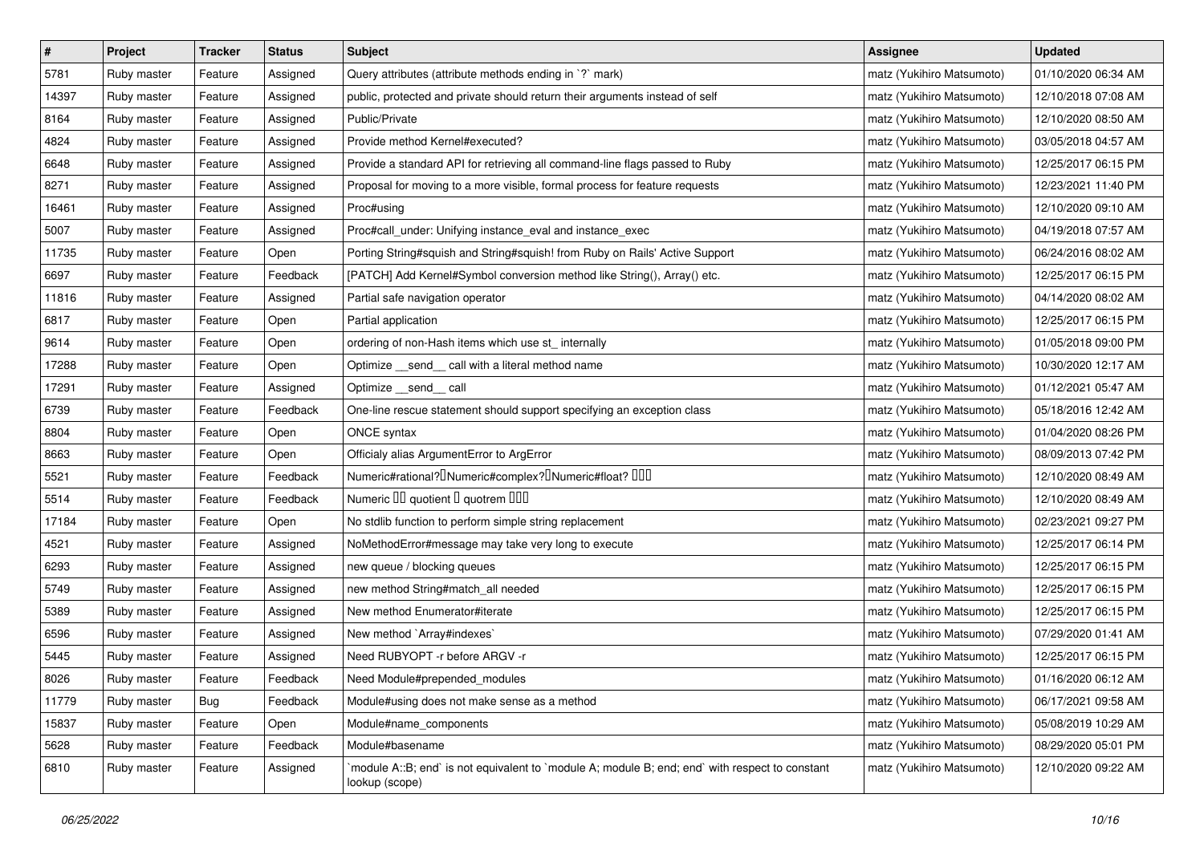| # | Project | Tracker | Status | Subject | Assignee | Updated |
|---|---|---|---|---|---|---|
| 5781 | Ruby master | Feature | Assigned | Query attributes (attribute methods ending in `?` mark) | matz (Yukihiro Matsumoto) | 01/10/2020 06:34 AM |
| 14397 | Ruby master | Feature | Assigned | public, protected and private should return their arguments instead of self | matz (Yukihiro Matsumoto) | 12/10/2018 07:08 AM |
| 8164 | Ruby master | Feature | Assigned | Public/Private | matz (Yukihiro Matsumoto) | 12/10/2020 08:50 AM |
| 4824 | Ruby master | Feature | Assigned | Provide method Kernel#executed? | matz (Yukihiro Matsumoto) | 03/05/2018 04:57 AM |
| 6648 | Ruby master | Feature | Assigned | Provide a standard API for retrieving all command-line flags passed to Ruby | matz (Yukihiro Matsumoto) | 12/25/2017 06:15 PM |
| 8271 | Ruby master | Feature | Assigned | Proposal for moving to a more visible, formal process for feature requests | matz (Yukihiro Matsumoto) | 12/23/2021 11:40 PM |
| 16461 | Ruby master | Feature | Assigned | Proc#using | matz (Yukihiro Matsumoto) | 12/10/2020 09:10 AM |
| 5007 | Ruby master | Feature | Assigned | Proc#call_under: Unifying instance_eval and instance_exec | matz (Yukihiro Matsumoto) | 04/19/2018 07:57 AM |
| 11735 | Ruby master | Feature | Open | Porting String#squish and String#squish! from Ruby on Rails' Active Support | matz (Yukihiro Matsumoto) | 06/24/2016 08:02 AM |
| 6697 | Ruby master | Feature | Feedback | [PATCH] Add Kernel#Symbol conversion method like String(), Array() etc. | matz (Yukihiro Matsumoto) | 12/25/2017 06:15 PM |
| 11816 | Ruby master | Feature | Assigned | Partial safe navigation operator | matz (Yukihiro Matsumoto) | 04/14/2020 08:02 AM |
| 6817 | Ruby master | Feature | Open | Partial application | matz (Yukihiro Matsumoto) | 12/25/2017 06:15 PM |
| 9614 | Ruby master | Feature | Open | ordering of non-Hash items which use st_ internally | matz (Yukihiro Matsumoto) | 01/05/2018 09:00 PM |
| 17288 | Ruby master | Feature | Open | Optimize __send__ call with a literal method name | matz (Yukihiro Matsumoto) | 10/30/2020 12:17 AM |
| 17291 | Ruby master | Feature | Assigned | Optimize __send__ call | matz (Yukihiro Matsumoto) | 01/12/2021 05:47 AM |
| 6739 | Ruby master | Feature | Feedback | One-line rescue statement should support specifying an exception class | matz (Yukihiro Matsumoto) | 05/18/2016 12:42 AM |
| 8804 | Ruby master | Feature | Open | ONCE syntax | matz (Yukihiro Matsumoto) | 01/04/2020 08:26 PM |
| 8663 | Ruby master | Feature | Open | Officialy alias ArgumentError to ArgError | matz (Yukihiro Matsumoto) | 08/09/2013 07:42 PM |
| 5521 | Ruby master | Feature | Feedback | Numeric#rational?、Numeric#complex?、Numeric#float? ??? | matz (Yukihiro Matsumoto) | 12/10/2020 08:49 AM |
| 5514 | Ruby master | Feature | Feedback | Numeric ?? quotient ? quotrem ??? | matz (Yukihiro Matsumoto) | 12/10/2020 08:49 AM |
| 17184 | Ruby master | Feature | Open | No stdlib function to perform simple string replacement | matz (Yukihiro Matsumoto) | 02/23/2021 09:27 PM |
| 4521 | Ruby master | Feature | Assigned | NoMethodError#message may take very long to execute | matz (Yukihiro Matsumoto) | 12/25/2017 06:14 PM |
| 6293 | Ruby master | Feature | Assigned | new queue / blocking queues | matz (Yukihiro Matsumoto) | 12/25/2017 06:15 PM |
| 5749 | Ruby master | Feature | Assigned | new method String#match_all needed | matz (Yukihiro Matsumoto) | 12/25/2017 06:15 PM |
| 5389 | Ruby master | Feature | Assigned | New method Enumerator#iterate | matz (Yukihiro Matsumoto) | 12/25/2017 06:15 PM |
| 6596 | Ruby master | Feature | Assigned | New method `Array#indexes` | matz (Yukihiro Matsumoto) | 07/29/2020 01:41 AM |
| 5445 | Ruby master | Feature | Assigned | Need RUBYOPT -r before ARGV -r | matz (Yukihiro Matsumoto) | 12/25/2017 06:15 PM |
| 8026 | Ruby master | Feature | Feedback | Need Module#prepended_modules | matz (Yukihiro Matsumoto) | 01/16/2020 06:12 AM |
| 11779 | Ruby master | Bug | Feedback | Module#using does not make sense as a method | matz (Yukihiro Matsumoto) | 06/17/2021 09:58 AM |
| 15837 | Ruby master | Feature | Open | Module#name_components | matz (Yukihiro Matsumoto) | 05/08/2019 10:29 AM |
| 5628 | Ruby master | Feature | Feedback | Module#basename | matz (Yukihiro Matsumoto) | 08/29/2020 05:01 PM |
| 6810 | Ruby master | Feature | Assigned | `module A::B; end` is not equivalent to `module A; module B; end; end` with respect to constant lookup (scope) | matz (Yukihiro Matsumoto) | 12/10/2020 09:22 AM |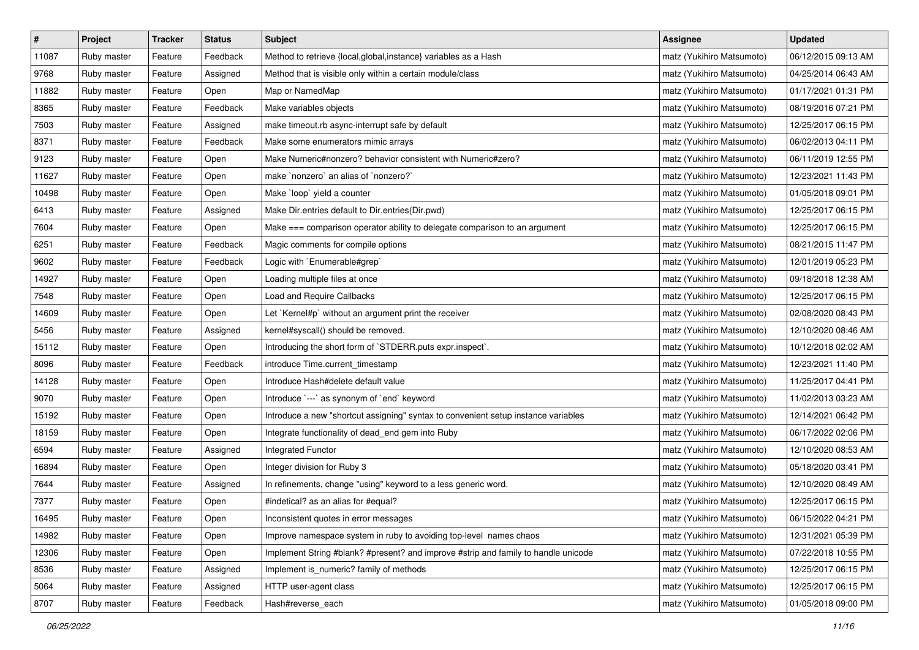| # | Project | Tracker | Status | Subject | Assignee | Updated |
|---|---|---|---|---|---|---|
| 11087 | Ruby master | Feature | Feedback | Method to retrieve {local,global,instance} variables as a Hash | matz (Yukihiro Matsumoto) | 06/12/2015 09:13 AM |
| 9768 | Ruby master | Feature | Assigned | Method that is visible only within a certain module/class | matz (Yukihiro Matsumoto) | 04/25/2014 06:43 AM |
| 11882 | Ruby master | Feature | Open | Map or NamedMap | matz (Yukihiro Matsumoto) | 01/17/2021 01:31 PM |
| 8365 | Ruby master | Feature | Feedback | Make variables objects | matz (Yukihiro Matsumoto) | 08/19/2016 07:21 PM |
| 7503 | Ruby master | Feature | Assigned | make timeout.rb async-interrupt safe by default | matz (Yukihiro Matsumoto) | 12/25/2017 06:15 PM |
| 8371 | Ruby master | Feature | Feedback | Make some enumerators mimic arrays | matz (Yukihiro Matsumoto) | 06/02/2013 04:11 PM |
| 9123 | Ruby master | Feature | Open | Make Numeric#nonzero? behavior consistent with Numeric#zero? | matz (Yukihiro Matsumoto) | 06/11/2019 12:55 PM |
| 11627 | Ruby master | Feature | Open | make `nonzero` an alias of `nonzero?` | matz (Yukihiro Matsumoto) | 12/23/2021 11:43 PM |
| 10498 | Ruby master | Feature | Open | Make `loop` yield a counter | matz (Yukihiro Matsumoto) | 01/05/2018 09:01 PM |
| 6413 | Ruby master | Feature | Assigned | Make Dir.entries default to Dir.entries(Dir.pwd) | matz (Yukihiro Matsumoto) | 12/25/2017 06:15 PM |
| 7604 | Ruby master | Feature | Open | Make === comparison operator ability to delegate comparison to an argument | matz (Yukihiro Matsumoto) | 12/25/2017 06:15 PM |
| 6251 | Ruby master | Feature | Feedback | Magic comments for compile options | matz (Yukihiro Matsumoto) | 08/21/2015 11:47 PM |
| 9602 | Ruby master | Feature | Feedback | Logic with `Enumerable#grep` | matz (Yukihiro Matsumoto) | 12/01/2019 05:23 PM |
| 14927 | Ruby master | Feature | Open | Loading multiple files at once | matz (Yukihiro Matsumoto) | 09/18/2018 12:38 AM |
| 7548 | Ruby master | Feature | Open | Load and Require Callbacks | matz (Yukihiro Matsumoto) | 12/25/2017 06:15 PM |
| 14609 | Ruby master | Feature | Open | Let `Kernel#p` without an argument print the receiver | matz (Yukihiro Matsumoto) | 02/08/2020 08:43 PM |
| 5456 | Ruby master | Feature | Assigned | kernel#syscall() should be removed. | matz (Yukihiro Matsumoto) | 12/10/2020 08:46 AM |
| 15112 | Ruby master | Feature | Open | Introducing the short form of `STDERR.puts expr.inspect`. | matz (Yukihiro Matsumoto) | 10/12/2018 02:02 AM |
| 8096 | Ruby master | Feature | Feedback | introduce Time.current_timestamp | matz (Yukihiro Matsumoto) | 12/23/2021 11:40 PM |
| 14128 | Ruby master | Feature | Open | Introduce Hash#delete default value | matz (Yukihiro Matsumoto) | 11/25/2017 04:41 PM |
| 9070 | Ruby master | Feature | Open | Introduce `---` as synonym of `end` keyword | matz (Yukihiro Matsumoto) | 11/02/2013 03:23 AM |
| 15192 | Ruby master | Feature | Open | Introduce a new "shortcut assigning" syntax to convenient setup instance variables | matz (Yukihiro Matsumoto) | 12/14/2021 06:42 PM |
| 18159 | Ruby master | Feature | Open | Integrate functionality of dead_end gem into Ruby | matz (Yukihiro Matsumoto) | 06/17/2022 02:06 PM |
| 6594 | Ruby master | Feature | Assigned | Integrated Functor | matz (Yukihiro Matsumoto) | 12/10/2020 08:53 AM |
| 16894 | Ruby master | Feature | Open | Integer division for Ruby 3 | matz (Yukihiro Matsumoto) | 05/18/2020 03:41 PM |
| 7644 | Ruby master | Feature | Assigned | In refinements, change "using" keyword to a less generic word. | matz (Yukihiro Matsumoto) | 12/10/2020 08:49 AM |
| 7377 | Ruby master | Feature | Open | #indetical? as an alias for #equal? | matz (Yukihiro Matsumoto) | 12/25/2017 06:15 PM |
| 16495 | Ruby master | Feature | Open | Inconsistent quotes in error messages | matz (Yukihiro Matsumoto) | 06/15/2022 04:21 PM |
| 14982 | Ruby master | Feature | Open | Improve namespace system in ruby to avoiding top-level names chaos | matz (Yukihiro Matsumoto) | 12/31/2021 05:39 PM |
| 12306 | Ruby master | Feature | Open | Implement String #blank? #present? and improve #strip and family to handle unicode | matz (Yukihiro Matsumoto) | 07/22/2018 10:55 PM |
| 8536 | Ruby master | Feature | Assigned | Implement is_numeric? family of methods | matz (Yukihiro Matsumoto) | 12/25/2017 06:15 PM |
| 5064 | Ruby master | Feature | Assigned | HTTP user-agent class | matz (Yukihiro Matsumoto) | 12/25/2017 06:15 PM |
| 8707 | Ruby master | Feature | Feedback | Hash#reverse_each | matz (Yukihiro Matsumoto) | 01/05/2018 09:00 PM |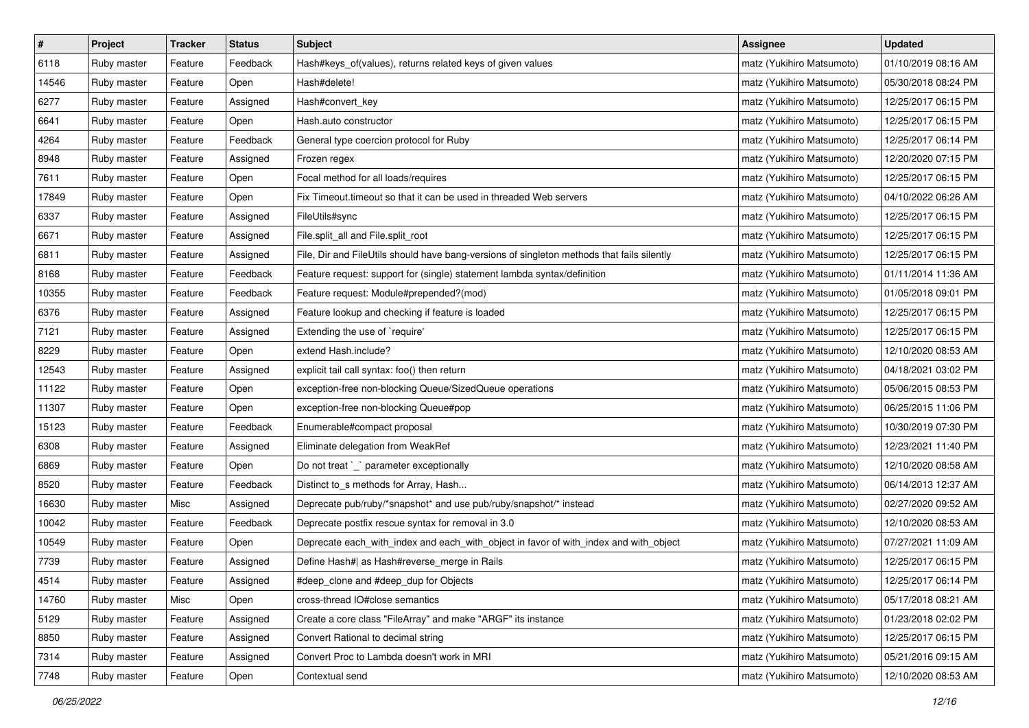| # | Project | Tracker | Status | Subject | Assignee | Updated |
|---|---|---|---|---|---|---|
| 6118 | Ruby master | Feature | Feedback | Hash#keys_of(values), returns related keys of given values | matz (Yukihiro Matsumoto) | 01/10/2019 08:16 AM |
| 14546 | Ruby master | Feature | Open | Hash#delete! | matz (Yukihiro Matsumoto) | 05/30/2018 08:24 PM |
| 6277 | Ruby master | Feature | Assigned | Hash#convert_key | matz (Yukihiro Matsumoto) | 12/25/2017 06:15 PM |
| 6641 | Ruby master | Feature | Open | Hash.auto constructor | matz (Yukihiro Matsumoto) | 12/25/2017 06:15 PM |
| 4264 | Ruby master | Feature | Feedback | General type coercion protocol for Ruby | matz (Yukihiro Matsumoto) | 12/25/2017 06:14 PM |
| 8948 | Ruby master | Feature | Assigned | Frozen regex | matz (Yukihiro Matsumoto) | 12/20/2020 07:15 PM |
| 7611 | Ruby master | Feature | Open | Focal method for all loads/requires | matz (Yukihiro Matsumoto) | 12/25/2017 06:15 PM |
| 17849 | Ruby master | Feature | Open | Fix Timeout.timeout so that it can be used in threaded Web servers | matz (Yukihiro Matsumoto) | 04/10/2022 06:26 AM |
| 6337 | Ruby master | Feature | Assigned | FileUtils#sync | matz (Yukihiro Matsumoto) | 12/25/2017 06:15 PM |
| 6671 | Ruby master | Feature | Assigned | File.split_all and File.split_root | matz (Yukihiro Matsumoto) | 12/25/2017 06:15 PM |
| 6811 | Ruby master | Feature | Assigned | File, Dir and FileUtils should have bang-versions of singleton methods that fails silently | matz (Yukihiro Matsumoto) | 12/25/2017 06:15 PM |
| 8168 | Ruby master | Feature | Feedback | Feature request: support for (single) statement lambda syntax/definition | matz (Yukihiro Matsumoto) | 01/11/2014 11:36 AM |
| 10355 | Ruby master | Feature | Feedback | Feature request: Module#prepended?(mod) | matz (Yukihiro Matsumoto) | 01/05/2018 09:01 PM |
| 6376 | Ruby master | Feature | Assigned | Feature lookup and checking if feature is loaded | matz (Yukihiro Matsumoto) | 12/25/2017 06:15 PM |
| 7121 | Ruby master | Feature | Assigned | Extending the use of `require' | matz (Yukihiro Matsumoto) | 12/25/2017 06:15 PM |
| 8229 | Ruby master | Feature | Open | extend Hash.include? | matz (Yukihiro Matsumoto) | 12/10/2020 08:53 AM |
| 12543 | Ruby master | Feature | Assigned | explicit tail call syntax: foo() then return | matz (Yukihiro Matsumoto) | 04/18/2021 03:02 PM |
| 11122 | Ruby master | Feature | Open | exception-free non-blocking Queue/SizedQueue operations | matz (Yukihiro Matsumoto) | 05/06/2015 08:53 PM |
| 11307 | Ruby master | Feature | Open | exception-free non-blocking Queue#pop | matz (Yukihiro Matsumoto) | 06/25/2015 11:06 PM |
| 15123 | Ruby master | Feature | Feedback | Enumerable#compact proposal | matz (Yukihiro Matsumoto) | 10/30/2019 07:30 PM |
| 6308 | Ruby master | Feature | Assigned | Eliminate delegation from WeakRef | matz (Yukihiro Matsumoto) | 12/23/2021 11:40 PM |
| 6869 | Ruby master | Feature | Open | Do not treat `_` parameter exceptionally | matz (Yukihiro Matsumoto) | 12/10/2020 08:58 AM |
| 8520 | Ruby master | Feature | Feedback | Distinct to_s methods for Array, Hash... | matz (Yukihiro Matsumoto) | 06/14/2013 12:37 AM |
| 16630 | Ruby master | Misc | Assigned | Deprecate pub/ruby/*snapshot* and use pub/ruby/snapshot/* instead | matz (Yukihiro Matsumoto) | 02/27/2020 09:52 AM |
| 10042 | Ruby master | Feature | Feedback | Deprecate postfix rescue syntax for removal in 3.0 | matz (Yukihiro Matsumoto) | 12/10/2020 08:53 AM |
| 10549 | Ruby master | Feature | Open | Deprecate each_with_index and each_with_object in favor of with_index and with_object | matz (Yukihiro Matsumoto) | 07/27/2021 11:09 AM |
| 7739 | Ruby master | Feature | Assigned | Define Hash#\| as Hash#reverse_merge in Rails | matz (Yukihiro Matsumoto) | 12/25/2017 06:15 PM |
| 4514 | Ruby master | Feature | Assigned | #deep_clone and #deep_dup for Objects | matz (Yukihiro Matsumoto) | 12/25/2017 06:14 PM |
| 14760 | Ruby master | Misc | Open | cross-thread IO#close semantics | matz (Yukihiro Matsumoto) | 05/17/2018 08:21 AM |
| 5129 | Ruby master | Feature | Assigned | Create a core class "FileArray" and make "ARGF" its instance | matz (Yukihiro Matsumoto) | 01/23/2018 02:02 PM |
| 8850 | Ruby master | Feature | Assigned | Convert Rational to decimal string | matz (Yukihiro Matsumoto) | 12/25/2017 06:15 PM |
| 7314 | Ruby master | Feature | Assigned | Convert Proc to Lambda doesn't work in MRI | matz (Yukihiro Matsumoto) | 05/21/2016 09:15 AM |
| 7748 | Ruby master | Feature | Open | Contextual send | matz (Yukihiro Matsumoto) | 12/10/2020 08:53 AM |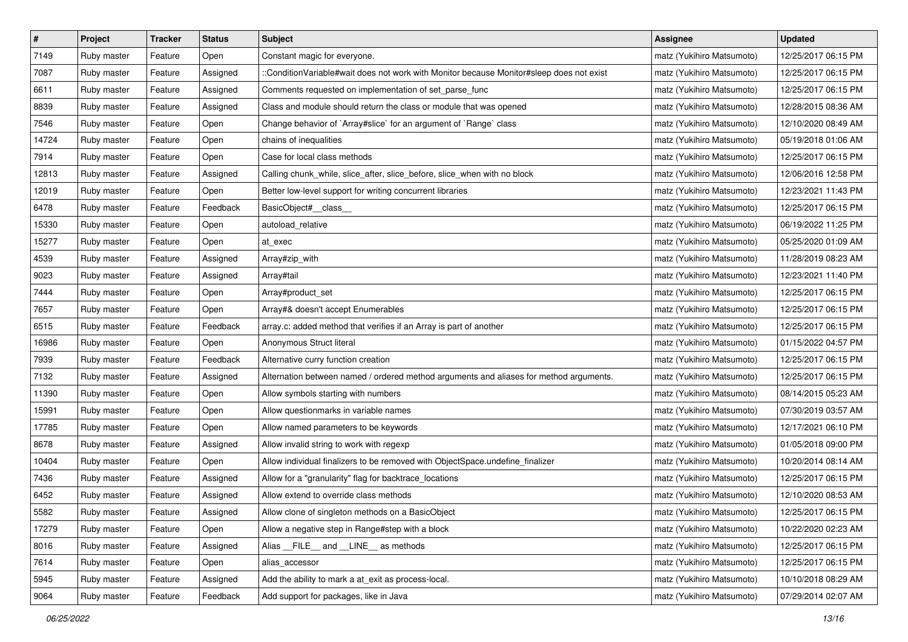| # | Project | Tracker | Status | Subject | Assignee | Updated |
|---|---|---|---|---|---|---|
| 7149 | Ruby master | Feature | Open | Constant magic for everyone. | matz (Yukihiro Matsumoto) | 12/25/2017 06:15 PM |
| 7087 | Ruby master | Feature | Assigned | ::ConditionVariable#wait does not work with Monitor because Monitor#sleep does not exist | matz (Yukihiro Matsumoto) | 12/25/2017 06:15 PM |
| 6611 | Ruby master | Feature | Assigned | Comments requested on implementation of set_parse_func | matz (Yukihiro Matsumoto) | 12/25/2017 06:15 PM |
| 8839 | Ruby master | Feature | Assigned | Class and module should return the class or module that was opened | matz (Yukihiro Matsumoto) | 12/28/2015 08:36 AM |
| 7546 | Ruby master | Feature | Open | Change behavior of `Array#slice` for an argument of `Range` class | matz (Yukihiro Matsumoto) | 12/10/2020 08:49 AM |
| 14724 | Ruby master | Feature | Open | chains of inequalities | matz (Yukihiro Matsumoto) | 05/19/2018 01:06 AM |
| 7914 | Ruby master | Feature | Open | Case for local class methods | matz (Yukihiro Matsumoto) | 12/25/2017 06:15 PM |
| 12813 | Ruby master | Feature | Assigned | Calling chunk_while, slice_after, slice_before, slice_when with no block | matz (Yukihiro Matsumoto) | 12/06/2016 12:58 PM |
| 12019 | Ruby master | Feature | Open | Better low-level support for writing concurrent libraries | matz (Yukihiro Matsumoto) | 12/23/2021 11:43 PM |
| 6478 | Ruby master | Feature | Feedback | BasicObject#__class__ | matz (Yukihiro Matsumoto) | 12/25/2017 06:15 PM |
| 15330 | Ruby master | Feature | Open | autoload_relative | matz (Yukihiro Matsumoto) | 06/19/2022 11:25 PM |
| 15277 | Ruby master | Feature | Open | at_exec | matz (Yukihiro Matsumoto) | 05/25/2020 01:09 AM |
| 4539 | Ruby master | Feature | Assigned | Array#zip_with | matz (Yukihiro Matsumoto) | 11/28/2019 08:23 AM |
| 9023 | Ruby master | Feature | Assigned | Array#tail | matz (Yukihiro Matsumoto) | 12/23/2021 11:40 PM |
| 7444 | Ruby master | Feature | Open | Array#product_set | matz (Yukihiro Matsumoto) | 12/25/2017 06:15 PM |
| 7657 | Ruby master | Feature | Open | Array#& doesn't accept Enumerables | matz (Yukihiro Matsumoto) | 12/25/2017 06:15 PM |
| 6515 | Ruby master | Feature | Feedback | array.c: added method that verifies if an Array is part of another | matz (Yukihiro Matsumoto) | 12/25/2017 06:15 PM |
| 16986 | Ruby master | Feature | Open | Anonymous Struct literal | matz (Yukihiro Matsumoto) | 01/15/2022 04:57 PM |
| 7939 | Ruby master | Feature | Feedback | Alternative curry function creation | matz (Yukihiro Matsumoto) | 12/25/2017 06:15 PM |
| 7132 | Ruby master | Feature | Assigned | Alternation between named / ordered method arguments and aliases for method arguments. | matz (Yukihiro Matsumoto) | 12/25/2017 06:15 PM |
| 11390 | Ruby master | Feature | Open | Allow symbols starting with numbers | matz (Yukihiro Matsumoto) | 08/14/2015 05:23 AM |
| 15991 | Ruby master | Feature | Open | Allow questionmarks in variable names | matz (Yukihiro Matsumoto) | 07/30/2019 03:57 AM |
| 17785 | Ruby master | Feature | Open | Allow named parameters to be keywords | matz (Yukihiro Matsumoto) | 12/17/2021 06:10 PM |
| 8678 | Ruby master | Feature | Assigned | Allow invalid string to work with regexp | matz (Yukihiro Matsumoto) | 01/05/2018 09:00 PM |
| 10404 | Ruby master | Feature | Open | Allow individual finalizers to be removed with ObjectSpace.undefine_finalizer | matz (Yukihiro Matsumoto) | 10/20/2014 08:14 AM |
| 7436 | Ruby master | Feature | Assigned | Allow for a "granularity" flag for backtrace_locations | matz (Yukihiro Matsumoto) | 12/25/2017 06:15 PM |
| 6452 | Ruby master | Feature | Assigned | Allow extend to override class methods | matz (Yukihiro Matsumoto) | 12/10/2020 08:53 AM |
| 5582 | Ruby master | Feature | Assigned | Allow clone of singleton methods on a BasicObject | matz (Yukihiro Matsumoto) | 12/25/2017 06:15 PM |
| 17279 | Ruby master | Feature | Open | Allow a negative step in Range#step with a block | matz (Yukihiro Matsumoto) | 10/22/2020 02:23 AM |
| 8016 | Ruby master | Feature | Assigned | Alias __FILE__ and __LINE__ as methods | matz (Yukihiro Matsumoto) | 12/25/2017 06:15 PM |
| 7614 | Ruby master | Feature | Open | alias_accessor | matz (Yukihiro Matsumoto) | 12/25/2017 06:15 PM |
| 5945 | Ruby master | Feature | Assigned | Add the ability to mark a at_exit as process-local. | matz (Yukihiro Matsumoto) | 10/10/2018 08:29 AM |
| 9064 | Ruby master | Feature | Feedback | Add support for packages, like in Java | matz (Yukihiro Matsumoto) | 07/29/2014 02:07 AM |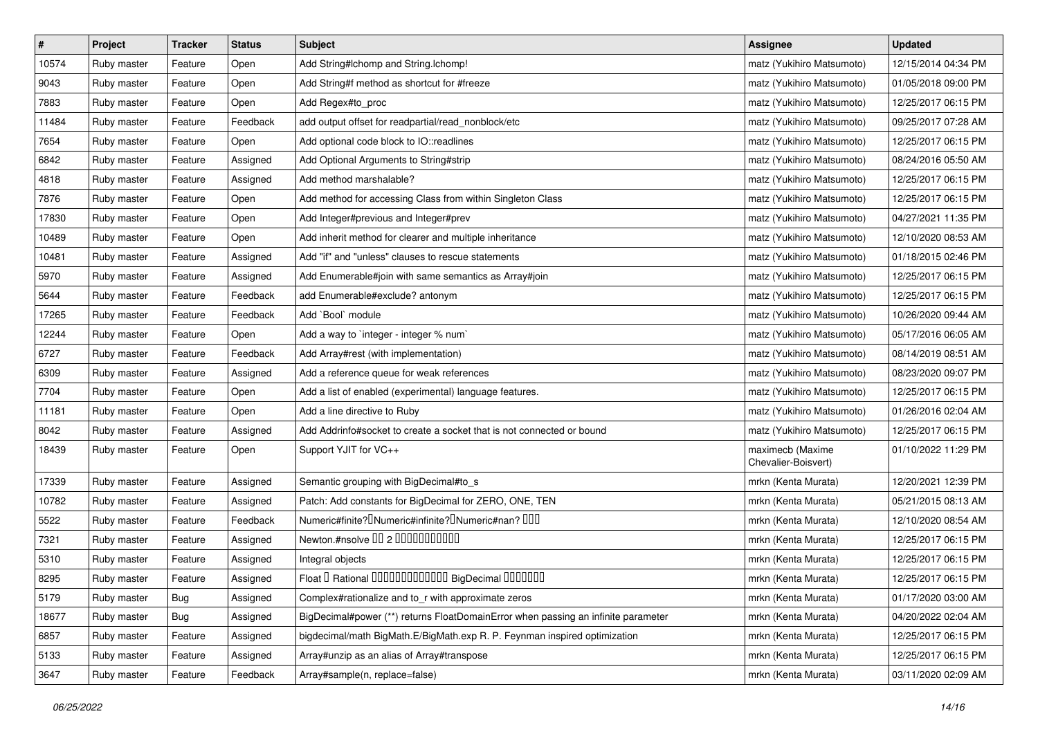| # | Project | Tracker | Status | Subject | Assignee | Updated |
|---|---|---|---|---|---|---|
| 10574 | Ruby master | Feature | Open | Add String#lchomp and String.lchomp! | matz (Yukihiro Matsumoto) | 12/15/2014 04:34 PM |
| 9043 | Ruby master | Feature | Open | Add String#f method as shortcut for #freeze | matz (Yukihiro Matsumoto) | 01/05/2018 09:00 PM |
| 7883 | Ruby master | Feature | Open | Add Regex#to_proc | matz (Yukihiro Matsumoto) | 12/25/2017 06:15 PM |
| 11484 | Ruby master | Feature | Feedback | add output offset for readpartial/read_nonblock/etc | matz (Yukihiro Matsumoto) | 09/25/2017 07:28 AM |
| 7654 | Ruby master | Feature | Open | Add optional code block to IO::readlines | matz (Yukihiro Matsumoto) | 12/25/2017 06:15 PM |
| 6842 | Ruby master | Feature | Assigned | Add Optional Arguments to String#strip | matz (Yukihiro Matsumoto) | 08/24/2016 05:50 AM |
| 4818 | Ruby master | Feature | Assigned | Add method marshalable? | matz (Yukihiro Matsumoto) | 12/25/2017 06:15 PM |
| 7876 | Ruby master | Feature | Open | Add method for accessing Class from within Singleton Class | matz (Yukihiro Matsumoto) | 12/25/2017 06:15 PM |
| 17830 | Ruby master | Feature | Open | Add Integer#previous and Integer#prev | matz (Yukihiro Matsumoto) | 04/27/2021 11:35 PM |
| 10489 | Ruby master | Feature | Open | Add inherit method for clearer and multiple inheritance | matz (Yukihiro Matsumoto) | 12/10/2020 08:53 AM |
| 10481 | Ruby master | Feature | Assigned | Add "if" and "unless" clauses to rescue statements | matz (Yukihiro Matsumoto) | 01/18/2015 02:46 PM |
| 5970 | Ruby master | Feature | Assigned | Add Enumerable#join with same semantics as Array#join | matz (Yukihiro Matsumoto) | 12/25/2017 06:15 PM |
| 5644 | Ruby master | Feature | Feedback | add Enumerable#exclude? antonym | matz (Yukihiro Matsumoto) | 12/25/2017 06:15 PM |
| 17265 | Ruby master | Feature | Feedback | Add `Bool` module | matz (Yukihiro Matsumoto) | 10/26/2020 09:44 AM |
| 12244 | Ruby master | Feature | Open | Add a way to `integer - integer % num` | matz (Yukihiro Matsumoto) | 05/17/2016 06:05 AM |
| 6727 | Ruby master | Feature | Feedback | Add Array#rest (with implementation) | matz (Yukihiro Matsumoto) | 08/14/2019 08:51 AM |
| 6309 | Ruby master | Feature | Assigned | Add a reference queue for weak references | matz (Yukihiro Matsumoto) | 08/23/2020 09:07 PM |
| 7704 | Ruby master | Feature | Open | Add a list of enabled (experimental) language features. | matz (Yukihiro Matsumoto) | 12/25/2017 06:15 PM |
| 11181 | Ruby master | Feature | Open | Add a line directive to Ruby | matz (Yukihiro Matsumoto) | 01/26/2016 02:04 AM |
| 8042 | Ruby master | Feature | Assigned | Add Addrinfo#socket to create a socket that is not connected or bound | matz (Yukihiro Matsumoto) | 12/25/2017 06:15 PM |
| 18439 | Ruby master | Feature | Open | Support YJIT for VC++ | maximecb (Maxime Chevalier-Boisvert) | 01/10/2022 11:29 PM |
| 17339 | Ruby master | Feature | Assigned | Semantic grouping with BigDecimal#to_s | mrkn (Kenta Murata) | 12/20/2021 12:39 PM |
| 10782 | Ruby master | Feature | Assigned | Patch: Add constants for BigDecimal for ZERO, ONE, TEN | mrkn (Kenta Murata) | 05/21/2015 08:13 AM |
| 5522 | Ruby master | Feature | Feedback | Numeric#finite?�Numeric#infinite?�Numeric#nan? ��� | mrkn (Kenta Murata) | 12/10/2020 08:54 AM |
| 7321 | Ruby master | Feature | Assigned | Newton.#nsolve �� 2 ����������� | mrkn (Kenta Murata) | 12/25/2017 06:15 PM |
| 5310 | Ruby master | Feature | Assigned | Integral objects | mrkn (Kenta Murata) | 12/25/2017 06:15 PM |
| 8295 | Ruby master | Feature | Assigned | Float � Rational ������������� BigDecimal ������� | mrkn (Kenta Murata) | 12/25/2017 06:15 PM |
| 5179 | Ruby master | Bug | Assigned | Complex#rationalize and to_r with approximate zeros | mrkn (Kenta Murata) | 01/17/2020 03:00 AM |
| 18677 | Ruby master | Bug | Assigned | BigDecimal#power (**) returns FloatDomainError when passing an infinite parameter | mrkn (Kenta Murata) | 04/20/2022 02:04 AM |
| 6857 | Ruby master | Feature | Assigned | bigdecimal/math BigMath.E/BigMath.exp R. P. Feynman inspired optimization | mrkn (Kenta Murata) | 12/25/2017 06:15 PM |
| 5133 | Ruby master | Feature | Assigned | Array#unzip as an alias of Array#transpose | mrkn (Kenta Murata) | 12/25/2017 06:15 PM |
| 3647 | Ruby master | Feature | Feedback | Array#sample(n, replace=false) | mrkn (Kenta Murata) | 03/11/2020 02:09 AM |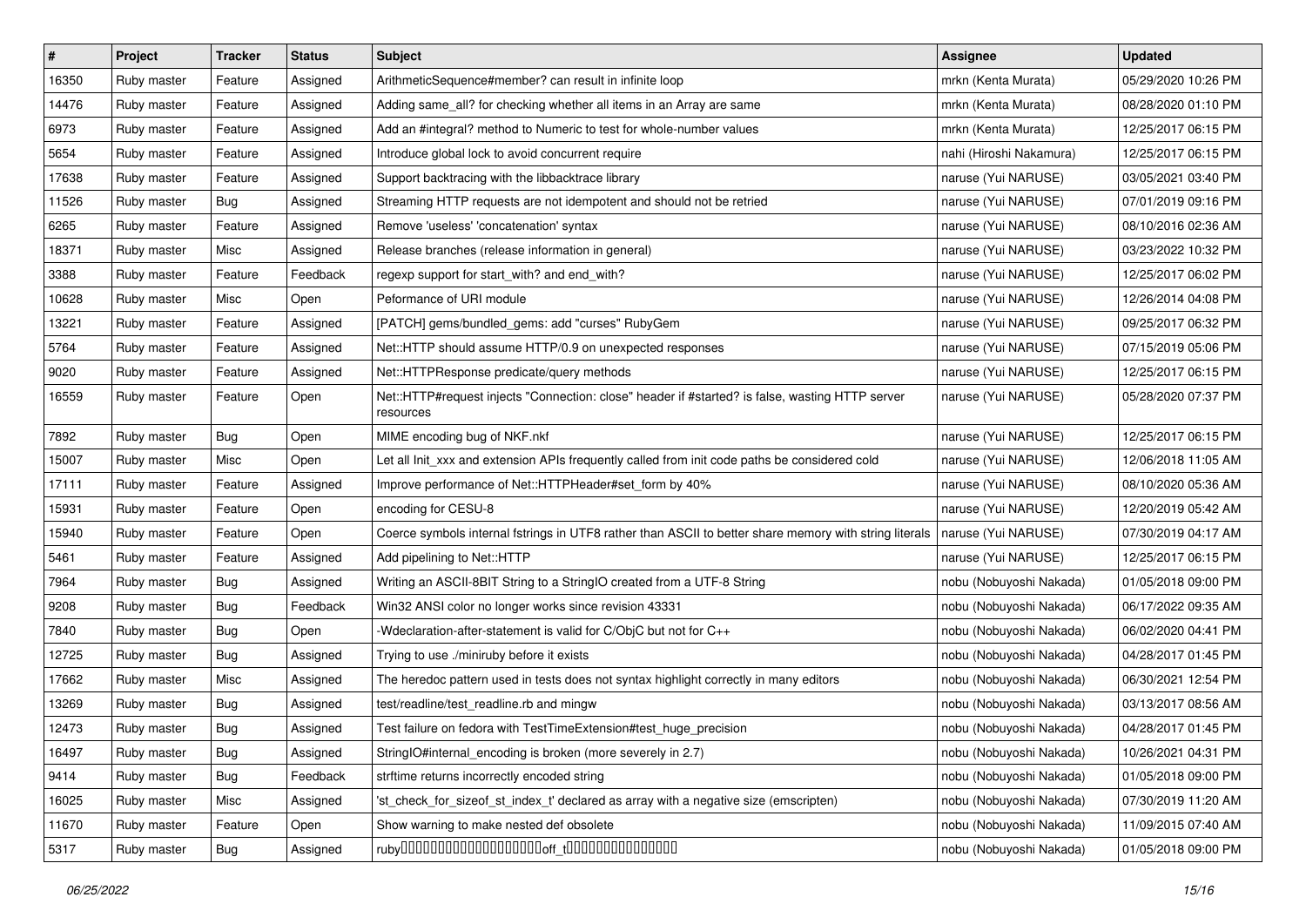| # | Project | Tracker | Status | Subject | Assignee | Updated |
|---|---|---|---|---|---|---|
| 16350 | Ruby master | Feature | Assigned | ArithmeticSequence#member? can result in infinite loop | mrkn (Kenta Murata) | 05/29/2020 10:26 PM |
| 14476 | Ruby master | Feature | Assigned | Adding same_all? for checking whether all items in an Array are same | mrkn (Kenta Murata) | 08/28/2020 01:10 PM |
| 6973 | Ruby master | Feature | Assigned | Add an #integral? method to Numeric to test for whole-number values | mrkn (Kenta Murata) | 12/25/2017 06:15 PM |
| 5654 | Ruby master | Feature | Assigned | Introduce global lock to avoid concurrent require | nahi (Hiroshi Nakamura) | 12/25/2017 06:15 PM |
| 17638 | Ruby master | Feature | Assigned | Support backtracing with the libbacktrace library | naruse (Yui NARUSE) | 03/05/2021 03:40 PM |
| 11526 | Ruby master | Bug | Assigned | Streaming HTTP requests are not idempotent and should not be retried | naruse (Yui NARUSE) | 07/01/2019 09:16 PM |
| 6265 | Ruby master | Feature | Assigned | Remove 'useless' 'concatenation' syntax | naruse (Yui NARUSE) | 08/10/2016 02:36 AM |
| 18371 | Ruby master | Misc | Assigned | Release branches (release information in general) | naruse (Yui NARUSE) | 03/23/2022 10:32 PM |
| 3388 | Ruby master | Feature | Feedback | regexp support for start_with? and end_with? | naruse (Yui NARUSE) | 12/25/2017 06:02 PM |
| 10628 | Ruby master | Misc | Open | Peformance of URI module | naruse (Yui NARUSE) | 12/26/2014 04:08 PM |
| 13221 | Ruby master | Feature | Assigned | [PATCH] gems/bundled_gems: add "curses" RubyGem | naruse (Yui NARUSE) | 09/25/2017 06:32 PM |
| 5764 | Ruby master | Feature | Assigned | Net::HTTP should assume HTTP/0.9 on unexpected responses | naruse (Yui NARUSE) | 07/15/2019 05:06 PM |
| 9020 | Ruby master | Feature | Assigned | Net::HTTPResponse predicate/query methods | naruse (Yui NARUSE) | 12/25/2017 06:15 PM |
| 16559 | Ruby master | Feature | Open | Net::HTTP#request injects "Connection: close" header if #started? is false, wasting HTTP server resources | naruse (Yui NARUSE) | 05/28/2020 07:37 PM |
| 7892 | Ruby master | Bug | Open | MIME encoding bug of NKF.nkf | naruse (Yui NARUSE) | 12/25/2017 06:15 PM |
| 15007 | Ruby master | Misc | Open | Let all Init_xxx and extension APIs frequently called from init code paths be considered cold | naruse (Yui NARUSE) | 12/06/2018 11:05 AM |
| 17111 | Ruby master | Feature | Assigned | Improve performance of Net::HTTPHeader#set_form by 40% | naruse (Yui NARUSE) | 08/10/2020 05:36 AM |
| 15931 | Ruby master | Feature | Open | encoding for CESU-8 | naruse (Yui NARUSE) | 12/20/2019 05:42 AM |
| 15940 | Ruby master | Feature | Open | Coerce symbols internal fstrings in UTF8 rather than ASCII to better share memory with string literals | naruse (Yui NARUSE) | 07/30/2019 04:17 AM |
| 5461 | Ruby master | Feature | Assigned | Add pipelining to Net::HTTP | naruse (Yui NARUSE) | 12/25/2017 06:15 PM |
| 7964 | Ruby master | Bug | Assigned | Writing an ASCII-8BIT String to a StringIO created from a UTF-8 String | nobu (Nobuyoshi Nakada) | 01/05/2018 09:00 PM |
| 9208 | Ruby master | Bug | Feedback | Win32 ANSI color no longer works since revision 43331 | nobu (Nobuyoshi Nakada) | 06/17/2022 09:35 AM |
| 7840 | Ruby master | Bug | Open | -Wdeclaration-after-statement is valid for C/ObjC but not for C++ | nobu (Nobuyoshi Nakada) | 06/02/2020 04:41 PM |
| 12725 | Ruby master | Bug | Assigned | Trying to use ./miniruby before it exists | nobu (Nobuyoshi Nakada) | 04/28/2017 01:45 PM |
| 17662 | Ruby master | Misc | Assigned | The heredoc pattern used in tests does not syntax highlight correctly in many editors | nobu (Nobuyoshi Nakada) | 06/30/2021 12:54 PM |
| 13269 | Ruby master | Bug | Assigned | test/readline/test_readline.rb and mingw | nobu (Nobuyoshi Nakada) | 03/13/2017 08:56 AM |
| 12473 | Ruby master | Bug | Assigned | Test failure on fedora with TestTimeExtension#test_huge_precision | nobu (Nobuyoshi Nakada) | 04/28/2017 01:45 PM |
| 16497 | Ruby master | Bug | Assigned | StringIO#internal_encoding is broken (more severely in 2.7) | nobu (Nobuyoshi Nakada) | 10/26/2021 04:31 PM |
| 9414 | Ruby master | Bug | Feedback | strftime returns incorrectly encoded string | nobu (Nobuyoshi Nakada) | 01/05/2018 09:00 PM |
| 16025 | Ruby master | Misc | Assigned | 'st_check_for_sizeof_st_index_t' declared as array with a negative size (emscripten) | nobu (Nobuyoshi Nakada) | 07/30/2019 11:20 AM |
| 11670 | Ruby master | Feature | Open | Show warning to make nested def obsolete | nobu (Nobuyoshi Nakada) | 11/09/2015 07:40 AM |
| 5317 | Ruby master | Bug | Assigned | ruby□□□□□□□□□□□□□□□□□□□□off_t□□□□□□□□□□□□□□□□ | nobu (Nobuyoshi Nakada) | 01/05/2018 09:00 PM |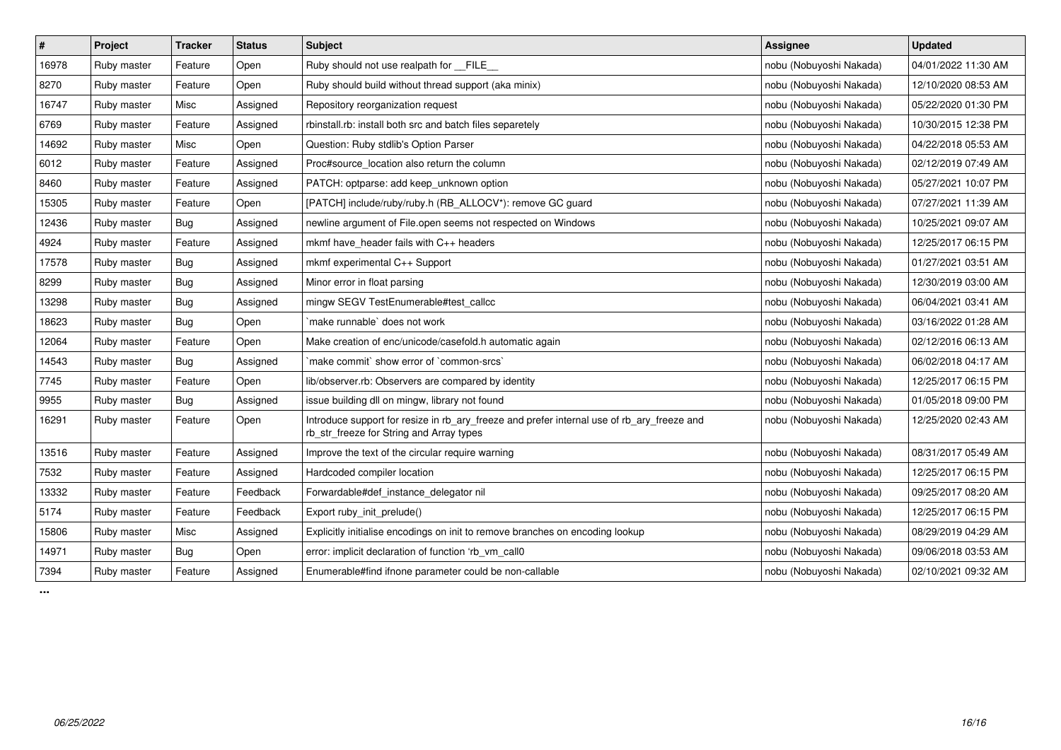| # | Project | Tracker | Status | Subject | Assignee | Updated |
|---|---|---|---|---|---|---|
| 16978 | Ruby master | Feature | Open | Ruby should not use realpath for __FILE__ | nobu (Nobuyoshi Nakada) | 04/01/2022 11:30 AM |
| 8270 | Ruby master | Feature | Open | Ruby should build without thread support (aka minix) | nobu (Nobuyoshi Nakada) | 12/10/2020 08:53 AM |
| 16747 | Ruby master | Misc | Assigned | Repository reorganization request | nobu (Nobuyoshi Nakada) | 05/22/2020 01:30 PM |
| 6769 | Ruby master | Feature | Assigned | rbinstall.rb: install both src and batch files separetely | nobu (Nobuyoshi Nakada) | 10/30/2015 12:38 PM |
| 14692 | Ruby master | Misc | Open | Question: Ruby stdlib's Option Parser | nobu (Nobuyoshi Nakada) | 04/22/2018 05:53 AM |
| 6012 | Ruby master | Feature | Assigned | Proc#source_location also return the column | nobu (Nobuyoshi Nakada) | 02/12/2019 07:49 AM |
| 8460 | Ruby master | Feature | Assigned | PATCH: optparse: add keep_unknown option | nobu (Nobuyoshi Nakada) | 05/27/2021 10:07 PM |
| 15305 | Ruby master | Feature | Open | [PATCH] include/ruby/ruby.h (RB_ALLOCV*): remove GC guard | nobu (Nobuyoshi Nakada) | 07/27/2021 11:39 AM |
| 12436 | Ruby master | Bug | Assigned | newline argument of File.open seems not respected on Windows | nobu (Nobuyoshi Nakada) | 10/25/2021 09:07 AM |
| 4924 | Ruby master | Feature | Assigned | mkmf have_header fails with C++ headers | nobu (Nobuyoshi Nakada) | 12/25/2017 06:15 PM |
| 17578 | Ruby master | Bug | Assigned | mkmf experimental C++ Support | nobu (Nobuyoshi Nakada) | 01/27/2021 03:51 AM |
| 8299 | Ruby master | Bug | Assigned | Minor error in float parsing | nobu (Nobuyoshi Nakada) | 12/30/2019 03:00 AM |
| 13298 | Ruby master | Bug | Assigned | mingw SEGV TestEnumerable#test_callcc | nobu (Nobuyoshi Nakada) | 06/04/2021 03:41 AM |
| 18623 | Ruby master | Bug | Open | `make runnable` does not work | nobu (Nobuyoshi Nakada) | 03/16/2022 01:28 AM |
| 12064 | Ruby master | Feature | Open | Make creation of enc/unicode/casefold.h automatic again | nobu (Nobuyoshi Nakada) | 02/12/2016 06:13 AM |
| 14543 | Ruby master | Bug | Assigned | `make commit` show error of `common-srcs` | nobu (Nobuyoshi Nakada) | 06/02/2018 04:17 AM |
| 7745 | Ruby master | Feature | Open | lib/observer.rb: Observers are compared by identity | nobu (Nobuyoshi Nakada) | 12/25/2017 06:15 PM |
| 9955 | Ruby master | Bug | Assigned | issue building dll on mingw, library not found | nobu (Nobuyoshi Nakada) | 01/05/2018 09:00 PM |
| 16291 | Ruby master | Feature | Open | Introduce support for resize in rb_ary_freeze and prefer internal use of rb_ary_freeze and rb_str_freeze for String and Array types | nobu (Nobuyoshi Nakada) | 12/25/2020 02:43 AM |
| 13516 | Ruby master | Feature | Assigned | Improve the text of the circular require warning | nobu (Nobuyoshi Nakada) | 08/31/2017 05:49 AM |
| 7532 | Ruby master | Feature | Assigned | Hardcoded compiler location | nobu (Nobuyoshi Nakada) | 12/25/2017 06:15 PM |
| 13332 | Ruby master | Feature | Feedback | Forwardable#def_instance_delegator nil | nobu (Nobuyoshi Nakada) | 09/25/2017 08:20 AM |
| 5174 | Ruby master | Feature | Feedback | Export ruby_init_prelude() | nobu (Nobuyoshi Nakada) | 12/25/2017 06:15 PM |
| 15806 | Ruby master | Misc | Assigned | Explicitly initialise encodings on init to remove branches on encoding lookup | nobu (Nobuyoshi Nakada) | 08/29/2019 04:29 AM |
| 14971 | Ruby master | Bug | Open | error: implicit declaration of function 'rb_vm_call0 | nobu (Nobuyoshi Nakada) | 09/06/2018 03:53 AM |
| 7394 | Ruby master | Feature | Assigned | Enumerable#find ifnone parameter could be non-callable | nobu (Nobuyoshi Nakada) | 02/10/2021 09:32 AM |

...